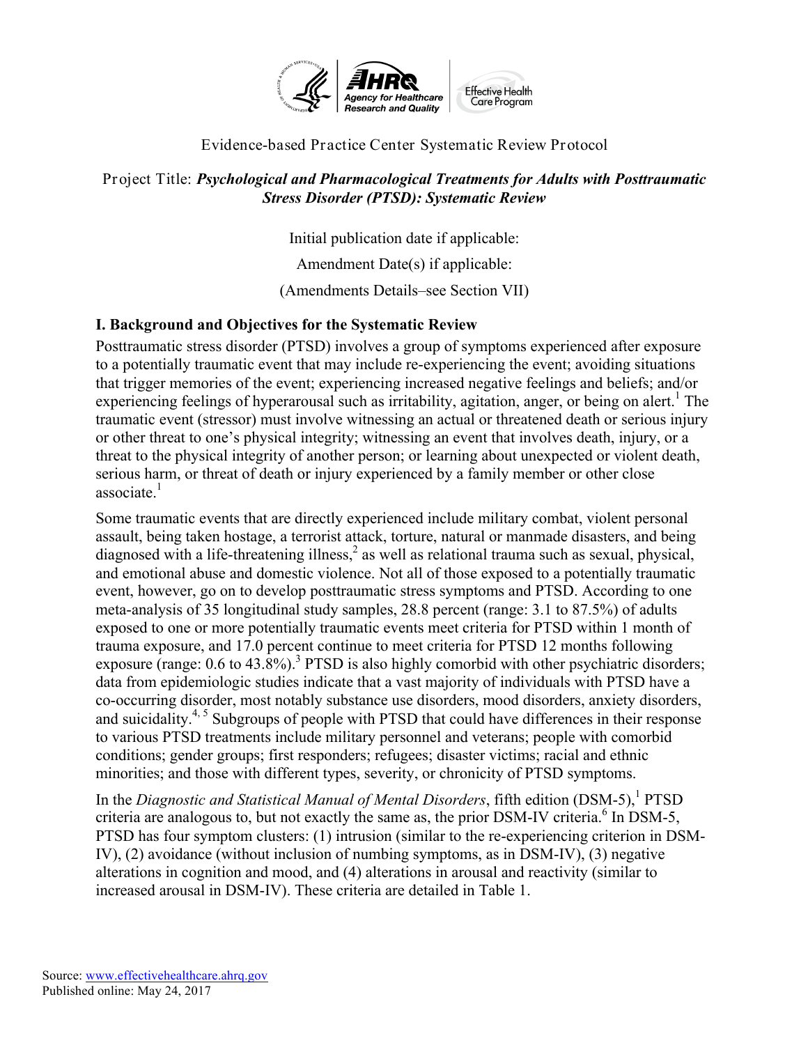Evidence-based Practice Center Systematic Review Protocol

Project Title: ***Psychological and Pharmacological Treatments for Adults with Posttraumatic Stress Disorder (PTSD): Systematic Review***

Initial publication date if applicable:

Amendment Date(s) if applicable:

(Amendments Details–see Section VII)

## I. Background and Objectives for the Systematic Review

Posttraumatic stress disorder (PTSD) involves a group of symptoms experienced after exposure to a potentially traumatic event that may include re-experiencing the event; avoiding situations that trigger memories of the event; experiencing increased negative feelings and beliefs; and/or experiencing feelings of hyperarousal such as irritability, agitation, anger, or being on alert.[1] The traumatic event (stressor) must involve witnessing an actual or threatened death or serious injury or other threat to one's physical integrity; witnessing an event that involves death, injury, or a threat to the physical integrity of another person; or learning about unexpected or violent death, serious harm, or threat of death or injury experienced by a family member or other close associate.[1]

Some traumatic events that are directly experienced include military combat, violent personal assault, being taken hostage, a terrorist attack, torture, natural or manmade disasters, and being diagnosed with a life-threatening illness,[2] as well as relational trauma such as sexual, physical, and emotional abuse and domestic violence. Not all of those exposed to a potentially traumatic event, however, go on to develop posttraumatic stress symptoms and PTSD. According to one meta-analysis of 35 longitudinal study samples, 28.8 percent (range: 3.1 to 87.5%) of adults exposed to one or more potentially traumatic events meet criteria for PTSD within 1 month of trauma exposure, and 17.0 percent continue to meet criteria for PTSD 12 months following exposure (range: 0.6 to 43.8%).[3] PTSD is also highly comorbid with other psychiatric disorders; data from epidemiologic studies indicate that a vast majority of individuals with PTSD have a co-occurring disorder, most notably substance use disorders, mood disorders, anxiety disorders, and suicidality.[4, 5] Subgroups of people with PTSD that could have differences in their response to various PTSD treatments include military personnel and veterans; people with comorbid conditions; gender groups; first responders; refugees; disaster victims; racial and ethnic minorities; and those with different types, severity, or chronicity of PTSD symptoms.

In the *Diagnostic and Statistical Manual of Mental Disorders*, fifth edition (DSM-5),[1] PTSD criteria are analogous to, but not exactly the same as, the prior DSM-IV criteria.[6] In DSM-5, PTSD has four symptom clusters: (1) intrusion (similar to the re-experiencing criterion in DSM-IV), (2) avoidance (without inclusion of numbing symptoms, as in DSM-IV), (3) negative alterations in cognition and mood, and (4) alterations in arousal and reactivity (similar to increased arousal in DSM-IV). These criteria are detailed in Table 1.

Source: www.effectivehealthcare.ahrq.gov
Published online: May 24, 2017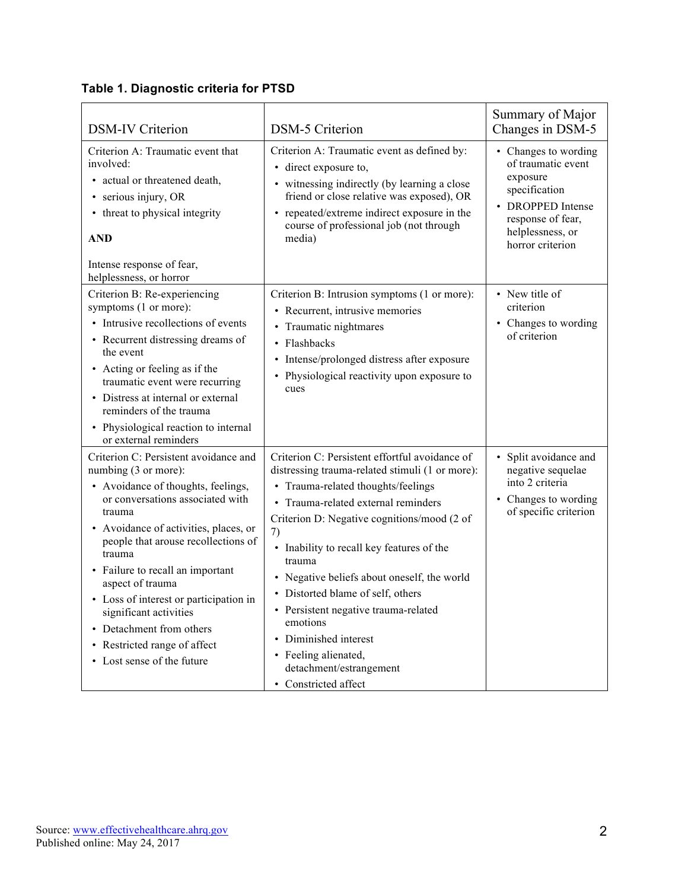**Table 1. Diagnostic criteria for PTSD**

| DSM-IV Criterion | DSM-5 Criterion | Summary of Major Changes in DSM-5 |
|---|---|---|
| Criterion A: Traumatic event that involved:<br>• actual or threatened death,<br>• serious injury, OR<br>• threat to physical integrity<br><br>**AND**<br><br>Intense response of fear, helplessness, or horror | Criterion A: Traumatic event as defined by:<br>• direct exposure to,<br>• witnessing indirectly (by learning a close friend or close relative was exposed), OR<br>• repeated/extreme indirect exposure in the course of professional job (not through media) | • Changes to wording of traumatic event exposure specification<br>• DROPPED Intense response of fear, helplessness, or horror criterion |
| Criterion B: Re-experiencing symptoms (1 or more):<br>• Intrusive recollections of events<br>• Recurrent distressing dreams of the event<br>• Acting or feeling as if the traumatic event were recurring<br>• Distress at internal or external reminders of the trauma<br>• Physiological reaction to internal or external reminders | Criterion B: Intrusion symptoms (1 or more):<br>• Recurrent, intrusive memories<br>• Traumatic nightmares<br>• Flashbacks<br>• Intense/prolonged distress after exposure<br>• Physiological reactivity upon exposure to cues | • New title of criterion<br>• Changes to wording of criterion |
| Criterion C: Persistent avoidance and numbing (3 or more):<br>• Avoidance of thoughts, feelings, or conversations associated with trauma<br>• Avoidance of activities, places, or people that arouse recollections of trauma<br>• Failure to recall an important aspect of trauma<br>• Loss of interest or participation in significant activities<br>• Detachment from others<br>• Restricted range of affect<br>• Lost sense of the future | Criterion C: Persistent effortful avoidance of distressing trauma-related stimuli (1 or more):<br>• Trauma-related thoughts/feelings<br>• Trauma-related external reminders<br>Criterion D: Negative cognitions/mood (2 of 7)<br>• Inability to recall key features of the trauma<br>• Negative beliefs about oneself, the world<br>• Distorted blame of self, others<br>• Persistent negative trauma-related emotions<br>• Diminished interest<br>• Feeling alienated, detachment/estrangement<br>• Constricted affect | • Split avoidance and negative sequelae into 2 criteria<br>• Changes to wording of specific criterion |

Source: www.effectivehealthcare.ahrq.gov
Published online: May 24, 2017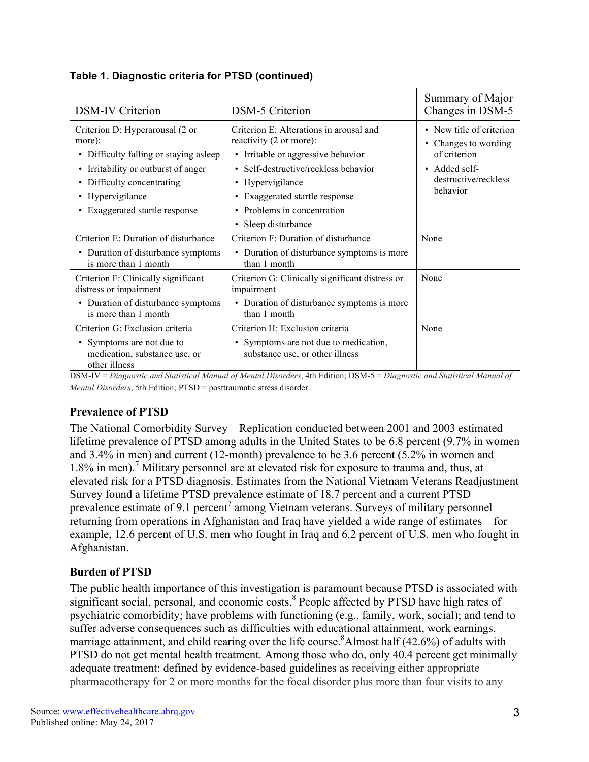**Table 1. Diagnostic criteria for PTSD (continued)**

| DSM-IV Criterion | DSM-5 Criterion | Summary of Major Changes in DSM-5 |
|---|---|---|
| Criterion D: Hyperarousal (2 or more): <br>• Difficulty falling or staying asleep <br>• Irritability or outburst of anger <br>• Difficulty concentrating <br>• Hypervigilance <br>• Exaggerated startle response | Criterion E: Alterations in arousal and reactivity (2 or more): <br>• Irritable or aggressive behavior <br>• Self-destructive/reckless behavior <br>• Hypervigilance <br>• Exaggerated startle response <br>• Problems in concentration <br>• Sleep disturbance | • New title of criterion <br>• Changes to wording of criterion <br>• Added self-destructive/reckless behavior |
| Criterion E: Duration of disturbance <br>• Duration of disturbance symptoms is more than 1 month | Criterion F: Duration of disturbance <br>• Duration of disturbance symptoms is more than 1 month | None |
| Criterion F: Clinically significant distress or impairment <br>• Duration of disturbance symptoms is more than 1 month | Criterion G: Clinically significant distress or impairment <br>• Duration of disturbance symptoms is more than 1 month | None |
| Criterion G: Exclusion criteria <br>• Symptoms are not due to medication, substance use, or other illness | Criterion H: Exclusion criteria <br>• Symptoms are not due to medication, substance use, or other illness | None |

DSM-IV = *Diagnostic and Statistical Manual of Mental Disorders*, 4th Edition; DSM-5 = *Diagnostic and Statistical Manual of Mental Disorders*, 5th Edition; PTSD = posttraumatic stress disorder.

### Prevalence of PTSD

The National Comorbidity Survey—Replication conducted between 2001 and 2003 estimated lifetime prevalence of PTSD among adults in the United States to be 6.8 percent (9.7% in women and 3.4% in men) and current (12-month) prevalence to be 3.6 percent (5.2% in women and 1.8% in men).[7] Military personnel are at elevated risk for exposure to trauma and, thus, at elevated risk for a PTSD diagnosis. Estimates from the National Vietnam Veterans Readjustment Survey found a lifetime PTSD prevalence estimate of 18.7 percent and a current PTSD prevalence estimate of 9.1 percent[7] among Vietnam veterans. Surveys of military personnel returning from operations in Afghanistan and Iraq have yielded a wide range of estimates—for example, 12.6 percent of U.S. men who fought in Iraq and 6.2 percent of U.S. men who fought in Afghanistan.

### Burden of PTSD

The public health importance of this investigation is paramount because PTSD is associated with significant social, personal, and economic costs.[8] People affected by PTSD have high rates of psychiatric comorbidity; have problems with functioning (e.g., family, work, social); and tend to suffer adverse consequences such as difficulties with educational attainment, work earnings, marriage attainment, and child rearing over the life course.[8] Almost half (42.6%) of adults with PTSD do not get mental health treatment. Among those who do, only 40.4 percent get minimally adequate treatment: defined by evidence-based guidelines as receiving either appropriate pharmacotherapy for 2 or more months for the focal disorder plus more than four visits to any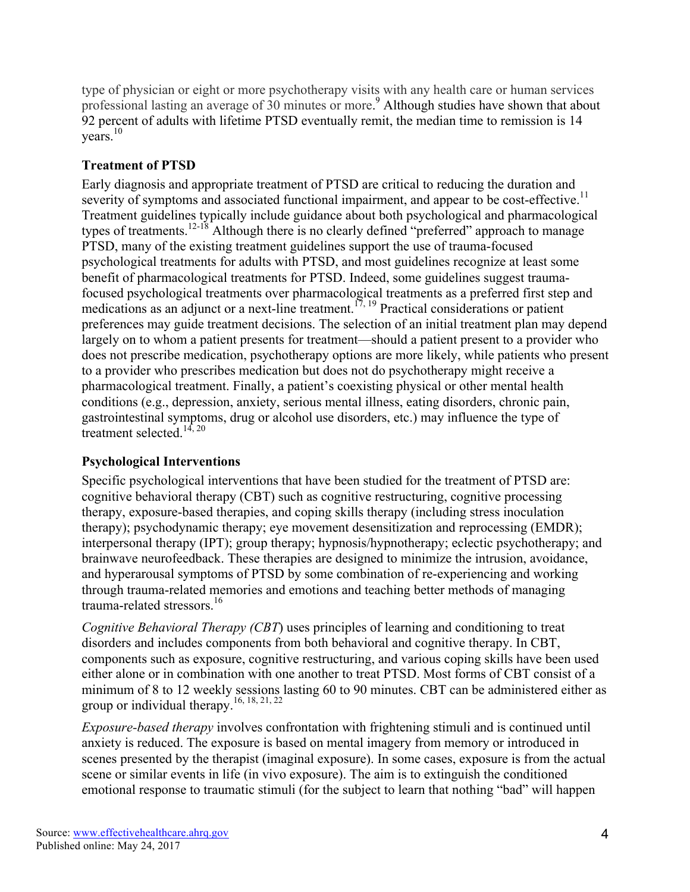type of physician or eight or more psychotherapy visits with any health care or human services professional lasting an average of 30 minutes or more.[9] Although studies have shown that about 92 percent of adults with lifetime PTSD eventually remit, the median time to remission is 14 years.[10]

### Treatment of PTSD

Early diagnosis and appropriate treatment of PTSD are critical to reducing the duration and severity of symptoms and associated functional impairment, and appear to be cost-effective.[11] Treatment guidelines typically include guidance about both psychological and pharmacological types of treatments.[12-18] Although there is no clearly defined "preferred" approach to manage PTSD, many of the existing treatment guidelines support the use of trauma-focused psychological treatments for adults with PTSD, and most guidelines recognize at least some benefit of pharmacological treatments for PTSD. Indeed, some guidelines suggest trauma-focused psychological treatments over pharmacological treatments as a preferred first step and medications as an adjunct or a next-line treatment.[17, 19] Practical considerations or patient preferences may guide treatment decisions. The selection of an initial treatment plan may depend largely on to whom a patient presents for treatment—should a patient present to a provider who does not prescribe medication, psychotherapy options are more likely, while patients who present to a provider who prescribes medication but does not do psychotherapy might receive a pharmacological treatment. Finally, a patient's coexisting physical or other mental health conditions (e.g., depression, anxiety, serious mental illness, eating disorders, chronic pain, gastrointestinal symptoms, drug or alcohol use disorders, etc.) may influence the type of treatment selected.[14, 20]

### Psychological Interventions

Specific psychological interventions that have been studied for the treatment of PTSD are: cognitive behavioral therapy (CBT) such as cognitive restructuring, cognitive processing therapy, exposure-based therapies, and coping skills therapy (including stress inoculation therapy); psychodynamic therapy; eye movement desensitization and reprocessing (EMDR); interpersonal therapy (IPT); group therapy; hypnosis/hypnotherapy; eclectic psychotherapy; and brainwave neurofeedback. These therapies are designed to minimize the intrusion, avoidance, and hyperarousal symptoms of PTSD by some combination of re-experiencing and working through trauma-related memories and emotions and teaching better methods of managing trauma-related stressors.[16]

*Cognitive Behavioral Therapy (CBT*) uses principles of learning and conditioning to treat disorders and includes components from both behavioral and cognitive therapy. In CBT, components such as exposure, cognitive restructuring, and various coping skills have been used either alone or in combination with one another to treat PTSD. Most forms of CBT consist of a minimum of 8 to 12 weekly sessions lasting 60 to 90 minutes. CBT can be administered either as group or individual therapy.[16, 18, 21, 22]

*Exposure-based therapy* involves confrontation with frightening stimuli and is continued until anxiety is reduced. The exposure is based on mental imagery from memory or introduced in scenes presented by the therapist (imaginal exposure). In some cases, exposure is from the actual scene or similar events in life (in vivo exposure). The aim is to extinguish the conditioned emotional response to traumatic stimuli (for the subject to learn that nothing "bad" will happen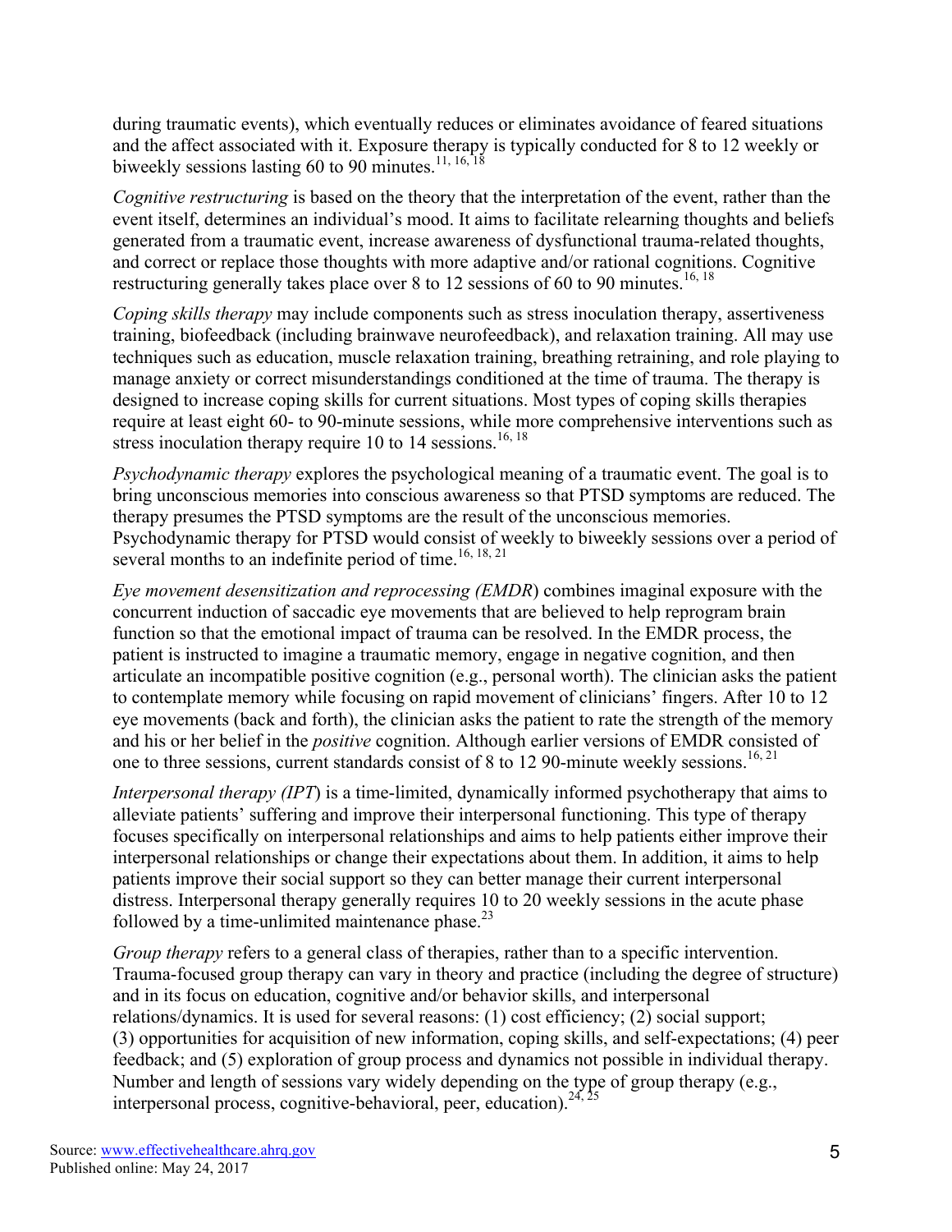during traumatic events), which eventually reduces or eliminates avoidance of feared situations and the affect associated with it. Exposure therapy is typically conducted for 8 to 12 weekly or biweekly sessions lasting 60 to 90 minutes.[11, 16, 18]

*Cognitive restructuring* is based on the theory that the interpretation of the event, rather than the event itself, determines an individual's mood. It aims to facilitate relearning thoughts and beliefs generated from a traumatic event, increase awareness of dysfunctional trauma-related thoughts, and correct or replace those thoughts with more adaptive and/or rational cognitions. Cognitive restructuring generally takes place over 8 to 12 sessions of 60 to 90 minutes.[16, 18]

*Coping skills therapy* may include components such as stress inoculation therapy, assertiveness training, biofeedback (including brainwave neurofeedback), and relaxation training. All may use techniques such as education, muscle relaxation training, breathing retraining, and role playing to manage anxiety or correct misunderstandings conditioned at the time of trauma. The therapy is designed to increase coping skills for current situations. Most types of coping skills therapies require at least eight 60- to 90-minute sessions, while more comprehensive interventions such as stress inoculation therapy require 10 to 14 sessions.[16, 18]

*Psychodynamic therapy* explores the psychological meaning of a traumatic event. The goal is to bring unconscious memories into conscious awareness so that PTSD symptoms are reduced. The therapy presumes the PTSD symptoms are the result of the unconscious memories. Psychodynamic therapy for PTSD would consist of weekly to biweekly sessions over a period of several months to an indefinite period of time.[16, 18, 21]

*Eye movement desensitization and reprocessing (EMDR*) combines imaginal exposure with the concurrent induction of saccadic eye movements that are believed to help reprogram brain function so that the emotional impact of trauma can be resolved. In the EMDR process, the patient is instructed to imagine a traumatic memory, engage in negative cognition, and then articulate an incompatible positive cognition (e.g., personal worth). The clinician asks the patient to contemplate memory while focusing on rapid movement of clinicians' fingers. After 10 to 12 eye movements (back and forth), the clinician asks the patient to rate the strength of the memory and his or her belief in the *positive* cognition. Although earlier versions of EMDR consisted of one to three sessions, current standards consist of 8 to 12 90-minute weekly sessions.[16, 21]

*Interpersonal therapy (IPT*) is a time-limited, dynamically informed psychotherapy that aims to alleviate patients' suffering and improve their interpersonal functioning. This type of therapy focuses specifically on interpersonal relationships and aims to help patients either improve their interpersonal relationships or change their expectations about them. In addition, it aims to help patients improve their social support so they can better manage their current interpersonal distress. Interpersonal therapy generally requires 10 to 20 weekly sessions in the acute phase followed by a time-unlimited maintenance phase.[23]

*Group therapy* refers to a general class of therapies, rather than to a specific intervention. Trauma-focused group therapy can vary in theory and practice (including the degree of structure) and in its focus on education, cognitive and/or behavior skills, and interpersonal relations/dynamics. It is used for several reasons: (1) cost efficiency; (2) social support; (3) opportunities for acquisition of new information, coping skills, and self-expectations; (4) peer feedback; and (5) exploration of group process and dynamics not possible in individual therapy. Number and length of sessions vary widely depending on the type of group therapy (e.g., interpersonal process, cognitive-behavioral, peer, education).[24, 25]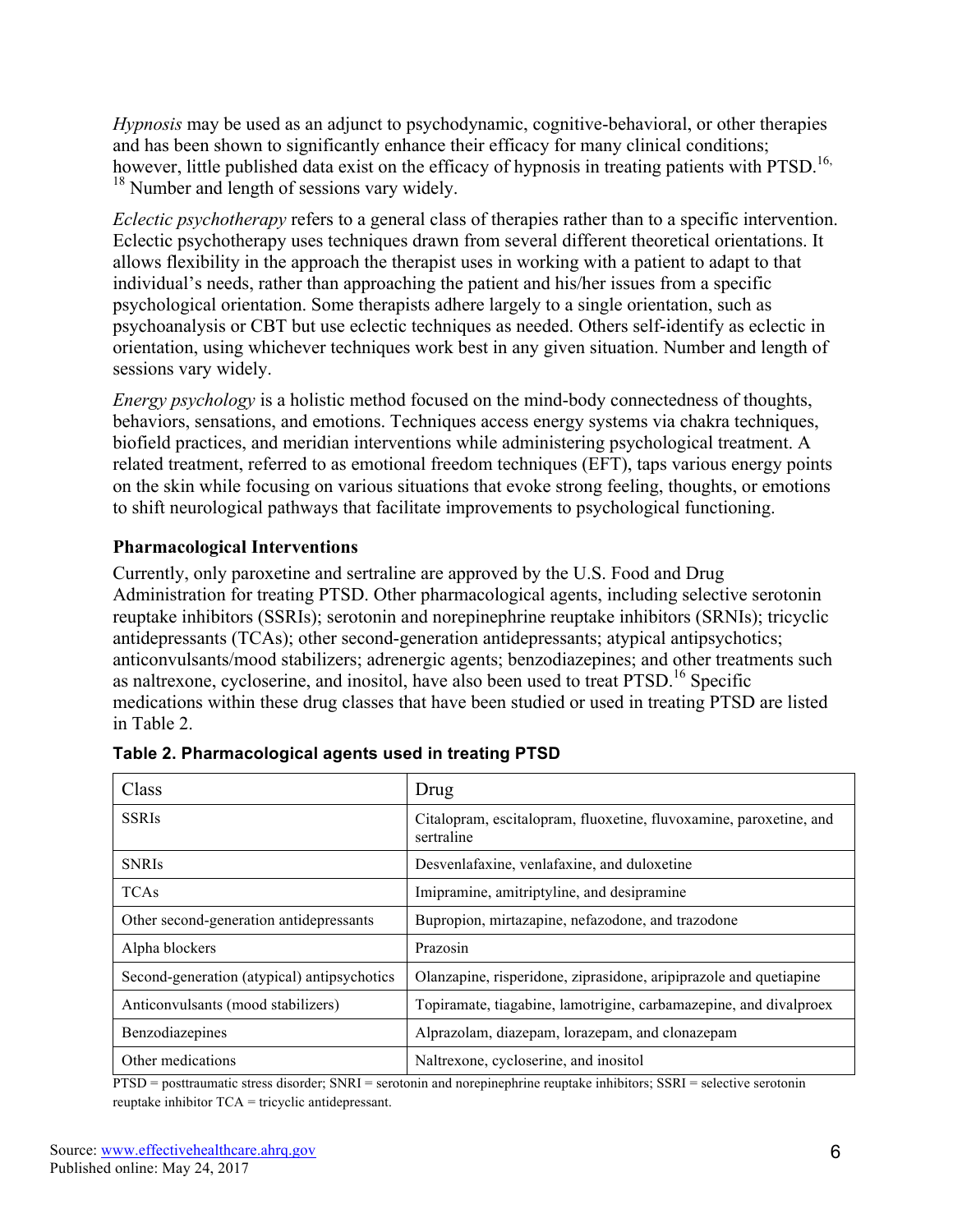*Hypnosis* may be used as an adjunct to psychodynamic, cognitive-behavioral, or other therapies and has been shown to significantly enhance their efficacy for many clinical conditions; however, little published data exist on the efficacy of hypnosis in treating patients with PTSD.[16, 18] Number and length of sessions vary widely.

*Eclectic psychotherapy* refers to a general class of therapies rather than to a specific intervention. Eclectic psychotherapy uses techniques drawn from several different theoretical orientations. It allows flexibility in the approach the therapist uses in working with a patient to adapt to that individual's needs, rather than approaching the patient and his/her issues from a specific psychological orientation. Some therapists adhere largely to a single orientation, such as psychoanalysis or CBT but use eclectic techniques as needed. Others self-identify as eclectic in orientation, using whichever techniques work best in any given situation. Number and length of sessions vary widely.

*Energy psychology* is a holistic method focused on the mind-body connectedness of thoughts, behaviors, sensations, and emotions. Techniques access energy systems via chakra techniques, biofield practices, and meridian interventions while administering psychological treatment. A related treatment, referred to as emotional freedom techniques (EFT), taps various energy points on the skin while focusing on various situations that evoke strong feeling, thoughts, or emotions to shift neurological pathways that facilitate improvements to psychological functioning.

### Pharmacological Interventions

Currently, only paroxetine and sertraline are approved by the U.S. Food and Drug Administration for treating PTSD. Other pharmacological agents, including selective serotonin reuptake inhibitors (SSRIs); serotonin and norepinephrine reuptake inhibitors (SRNIs); tricyclic antidepressants (TCAs); other second-generation antidepressants; atypical antipsychotics; anticonvulsants/mood stabilizers; adrenergic agents; benzodiazepines; and other treatments such as naltrexone, cycloserine, and inositol, have also been used to treat PTSD.[16] Specific medications within these drug classes that have been studied or used in treating PTSD are listed in Table 2.

**Table 2. Pharmacological agents used in treating PTSD**

| Class | Drug |
|---|---|
| SSRIs | Citalopram, escitalopram, fluoxetine, fluvoxamine, paroxetine, and sertraline |
| SNRIs | Desvenlafaxine, venlafaxine, and duloxetine |
| TCAs | Imipramine, amitriptyline, and desipramine |
| Other second-generation antidepressants | Bupropion, mirtazapine, nefazodone, and trazodone |
| Alpha blockers | Prazosin |
| Second-generation (atypical) antipsychotics | Olanzapine, risperidone, ziprasidone, aripiprazole and quetiapine |
| Anticonvulsants (mood stabilizers) | Topiramate, tiagabine, lamotrigine, carbamazepine, and divalproex |
| Benzodiazepines | Alprazolam, diazepam, lorazepam, and clonazepam |
| Other medications | Naltrexone, cycloserine, and inositol |

PTSD = posttraumatic stress disorder; SNRI = serotonin and norepinephrine reuptake inhibitors; SSRI = selective serotonin reuptake inhibitor TCA = tricyclic antidepressant.

Source: www.effectivehealthcare.ahrq.gov
Published online: May 24, 2017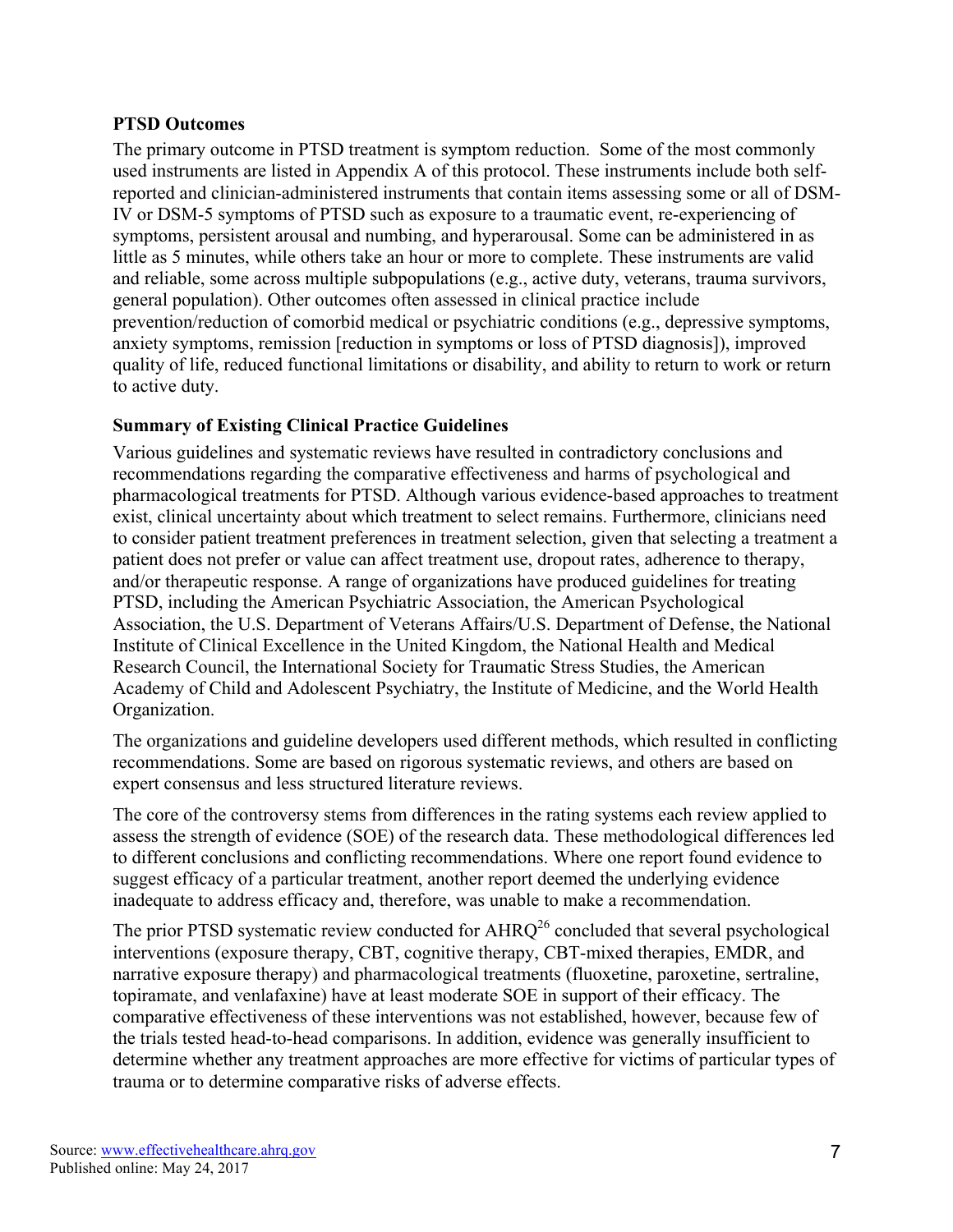**PTSD Outcomes**

The primary outcome in PTSD treatment is symptom reduction. Some of the most commonly used instruments are listed in Appendix A of this protocol. These instruments include both self-reported and clinician-administered instruments that contain items assessing some or all of DSM-IV or DSM-5 symptoms of PTSD such as exposure to a traumatic event, re-experiencing of symptoms, persistent arousal and numbing, and hyperarousal. Some can be administered in as little as 5 minutes, while others take an hour or more to complete. These instruments are valid and reliable, some across multiple subpopulations (e.g., active duty, veterans, trauma survivors, general population). Other outcomes often assessed in clinical practice include prevention/reduction of comorbid medical or psychiatric conditions (e.g., depressive symptoms, anxiety symptoms, remission [reduction in symptoms or loss of PTSD diagnosis]), improved quality of life, reduced functional limitations or disability, and ability to return to work or return to active duty.

**Summary of Existing Clinical Practice Guidelines**

Various guidelines and systematic reviews have resulted in contradictory conclusions and recommendations regarding the comparative effectiveness and harms of psychological and pharmacological treatments for PTSD. Although various evidence-based approaches to treatment exist, clinical uncertainty about which treatment to select remains. Furthermore, clinicians need to consider patient treatment preferences in treatment selection, given that selecting a treatment a patient does not prefer or value can affect treatment use, dropout rates, adherence to therapy, and/or therapeutic response. A range of organizations have produced guidelines for treating PTSD, including the American Psychiatric Association, the American Psychological Association, the U.S. Department of Veterans Affairs/U.S. Department of Defense, the National Institute of Clinical Excellence in the United Kingdom, the National Health and Medical Research Council, the International Society for Traumatic Stress Studies, the American Academy of Child and Adolescent Psychiatry, the Institute of Medicine, and the World Health Organization.

The organizations and guideline developers used different methods, which resulted in conflicting recommendations. Some are based on rigorous systematic reviews, and others are based on expert consensus and less structured literature reviews.

The core of the controversy stems from differences in the rating systems each review applied to assess the strength of evidence (SOE) of the research data. These methodological differences led to different conclusions and conflicting recommendations. Where one report found evidence to suggest efficacy of a particular treatment, another report deemed the underlying evidence inadequate to address efficacy and, therefore, was unable to make a recommendation.

The prior PTSD systematic review conducted for AHRQ[26] concluded that several psychological interventions (exposure therapy, CBT, cognitive therapy, CBT-mixed therapies, EMDR, and narrative exposure therapy) and pharmacological treatments (fluoxetine, paroxetine, sertraline, topiramate, and venlafaxine) have at least moderate SOE in support of their efficacy. The comparative effectiveness of these interventions was not established, however, because few of the trials tested head-to-head comparisons. In addition, evidence was generally insufficient to determine whether any treatment approaches are more effective for victims of particular types of trauma or to determine comparative risks of adverse effects.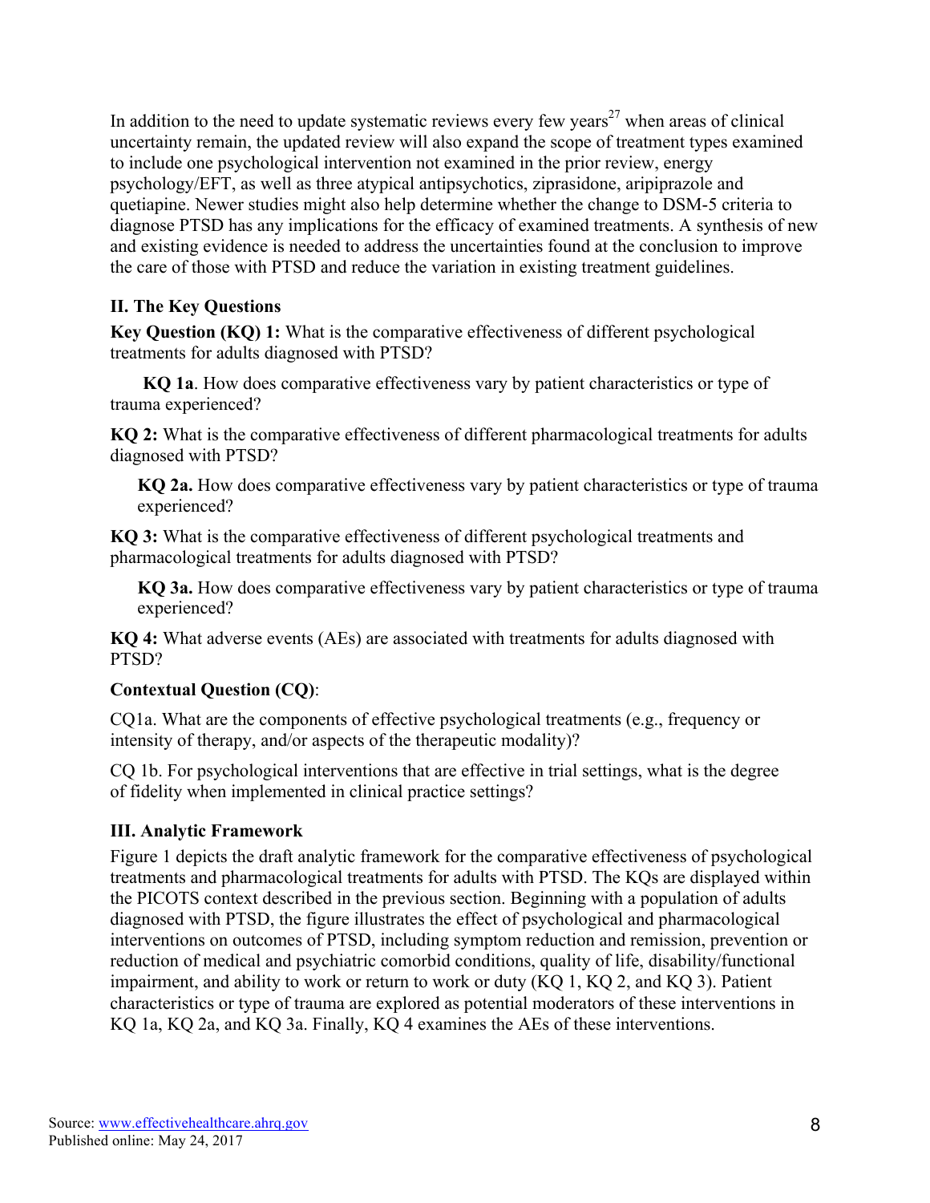In addition to the need to update systematic reviews every few years[27] when areas of clinical uncertainty remain, the updated review will also expand the scope of treatment types examined to include one psychological intervention not examined in the prior review, energy psychology/EFT, as well as three atypical antipsychotics, ziprasidone, aripiprazole and quetiapine. Newer studies might also help determine whether the change to DSM-5 criteria to diagnose PTSD has any implications for the efficacy of examined treatments. A synthesis of new and existing evidence is needed to address the uncertainties found at the conclusion to improve the care of those with PTSD and reduce the variation in existing treatment guidelines.

## II. The Key Questions

**Key Question (KQ) 1:** What is the comparative effectiveness of different psychological treatments for adults diagnosed with PTSD?

**KQ 1a**. How does comparative effectiveness vary by patient characteristics or type of trauma experienced?

**KQ 2:** What is the comparative effectiveness of different pharmacological treatments for adults diagnosed with PTSD?

**KQ 2a.** How does comparative effectiveness vary by patient characteristics or type of trauma experienced?

**KQ 3:** What is the comparative effectiveness of different psychological treatments and pharmacological treatments for adults diagnosed with PTSD?

**KQ 3a.** How does comparative effectiveness vary by patient characteristics or type of trauma experienced?

**KQ 4:** What adverse events (AEs) are associated with treatments for adults diagnosed with PTSD?

**Contextual Question (CQ)**:

CQ1a. What are the components of effective psychological treatments (e.g., frequency or intensity of therapy, and/or aspects of the therapeutic modality)?

CQ 1b. For psychological interventions that are effective in trial settings, what is the degree of fidelity when implemented in clinical practice settings?

## III. Analytic Framework

Figure 1 depicts the draft analytic framework for the comparative effectiveness of psychological treatments and pharmacological treatments for adults with PTSD. The KQs are displayed within the PICOTS context described in the previous section. Beginning with a population of adults diagnosed with PTSD, the figure illustrates the effect of psychological and pharmacological interventions on outcomes of PTSD, including symptom reduction and remission, prevention or reduction of medical and psychiatric comorbid conditions, quality of life, disability/functional impairment, and ability to work or return to work or duty (KQ 1, KQ 2, and KQ 3). Patient characteristics or type of trauma are explored as potential moderators of these interventions in KQ 1a, KQ 2a, and KQ 3a. Finally, KQ 4 examines the AEs of these interventions.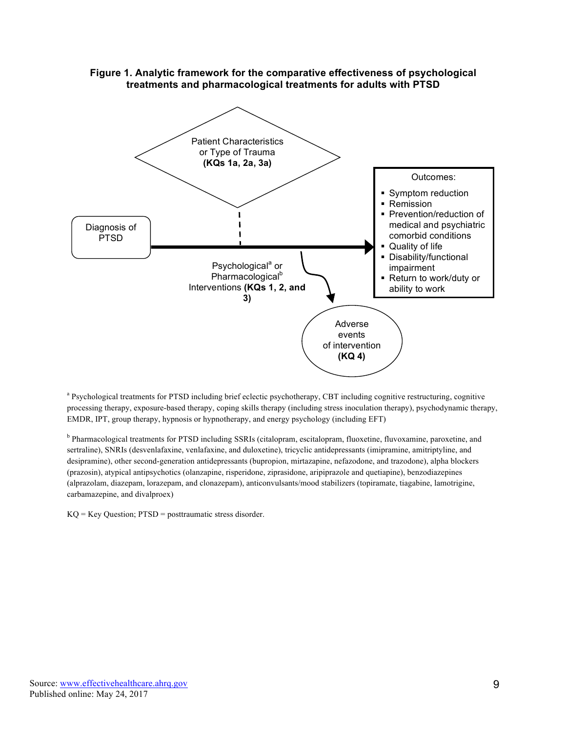**Figure 1. Analytic framework for the comparative effectiveness of psychological treatments and pharmacological treatments for adults with PTSD**

Patient Characteristics or Type of Trauma **(KQs 1a, 2a, 3a)**

Diagnosis of PTSD

Psychological[a] or Pharmacological[b] Interventions **(KQs 1, 2, and 3)**

Outcomes:

- Symptom reduction
- Remission
- Prevention/reduction of medical and psychiatric comorbid conditions
- Quality of life
- Disability/functional impairment
- Return to work/duty or ability to work

Adverse events of intervention **(KQ 4)**

[a] Psychological treatments for PTSD including brief eclectic psychotherapy, CBT including cognitive restructuring, cognitive processing therapy, exposure-based therapy, coping skills therapy (including stress inoculation therapy), psychodynamic therapy, EMDR, IPT, group therapy, hypnosis or hypnotherapy, and energy psychology (including EFT)

[b] Pharmacological treatments for PTSD including SSRIs (citalopram, escitalopram, fluoxetine, fluvoxamine, paroxetine, and sertraline), SNRIs (desvenlafaxine, venlafaxine, and duloxetine), tricyclic antidepressants (imipramine, amitriptyline, and desipramine), other second-generation antidepressants (bupropion, mirtazapine, nefazodone, and trazodone), alpha blockers (prazosin), atypical antipsychotics (olanzapine, risperidone, ziprasidone, aripiprazole and quetiapine), benzodiazepines (alprazolam, diazepam, lorazepam, and clonazepam), anticonvulsants/mood stabilizers (topiramate, tiagabine, lamotrigine, carbamazepine, and divalproex)

KQ = Key Question; PTSD = posttraumatic stress disorder.

Source: www.effectivehealthcare.ahrq.gov
Published online: May 24, 2017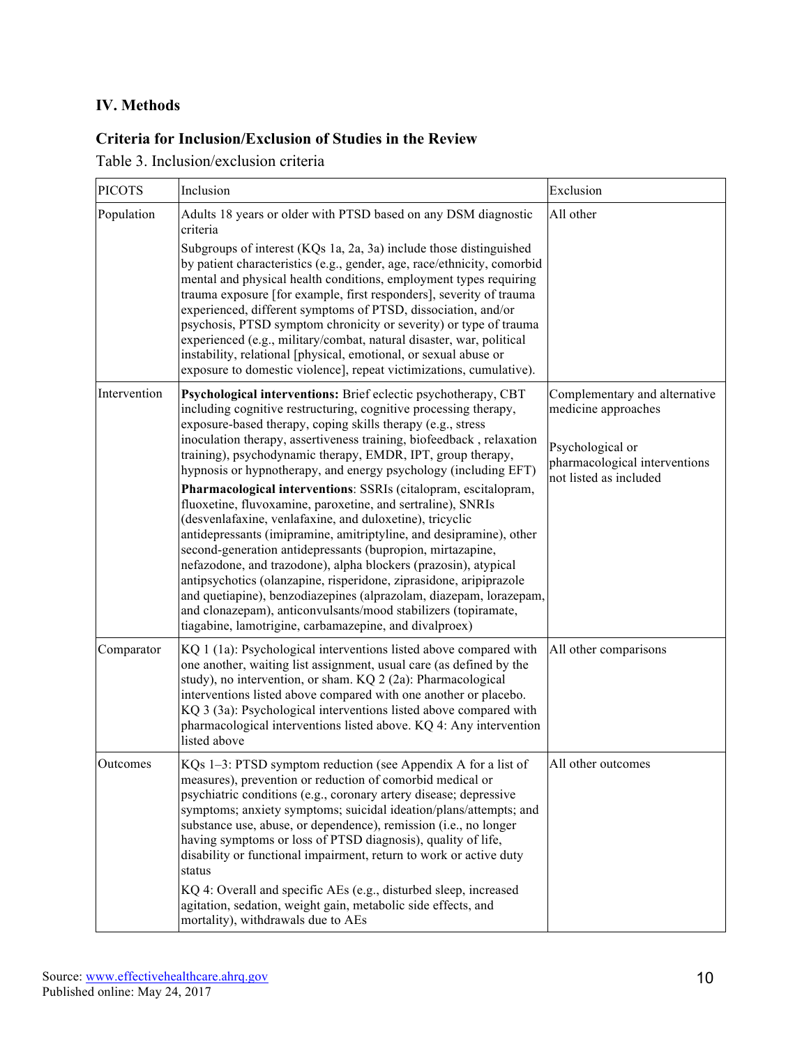## IV. Methods

### Criteria for Inclusion/Exclusion of Studies in the Review

Table 3. Inclusion/exclusion criteria

| PICOTS | Inclusion | Exclusion |
|---|---|---|
| Population | Adults 18 years or older with PTSD based on any DSM diagnostic criteria<br><br>Subgroups of interest (KQs 1a, 2a, 3a) include those distinguished by patient characteristics (e.g., gender, age, race/ethnicity, comorbid mental and physical health conditions, employment types requiring trauma exposure [for example, first responders], severity of trauma experienced, different symptoms of PTSD, dissociation, and/or psychosis, PTSD symptom chronicity or severity) or type of trauma experienced (e.g., military/combat, natural disaster, war, political instability, relational [physical, emotional, or sexual abuse or exposure to domestic violence], repeat victimizations, cumulative). | All other |
| Intervention | **Psychological interventions:** Brief eclectic psychotherapy, CBT including cognitive restructuring, cognitive processing therapy, exposure-based therapy, coping skills therapy (e.g., stress inoculation therapy, assertiveness training, biofeedback , relaxation training), psychodynamic therapy, EMDR, IPT, group therapy, hypnosis or hypnotherapy, and energy psychology (including EFT)<br><br>**Pharmacological interventions**: SSRIs (citalopram, escitalopram, fluoxetine, fluvoxamine, paroxetine, and sertraline), SNRIs (desvenlafaxine, venlafaxine, and duloxetine), tricyclic antidepressants (imipramine, amitriptyline, and desipramine), other second-generation antidepressants (bupropion, mirtazapine, nefazodone, and trazodone), alpha blockers (prazosin), atypical antipsychotics (olanzapine, risperidone, ziprasidone, aripiprazole and quetiapine), benzodiazepines (alprazolam, diazepam, lorazepam, and clonazepam), anticonvulsants/mood stabilizers (topiramate, tiagabine, lamotrigine, carbamazepine, and divalproex) | Complementary and alternative medicine approaches<br><br>Psychological or pharmacological interventions not listed as included |
| Comparator | KQ 1 (1a): Psychological interventions listed above compared with one another, waiting list assignment, usual care (as defined by the study), no intervention, or sham. KQ 2 (2a): Pharmacological interventions listed above compared with one another or placebo. KQ 3 (3a): Psychological interventions listed above compared with pharmacological interventions listed above. KQ 4: Any intervention listed above | All other comparisons |
| Outcomes | KQs 1–3: PTSD symptom reduction (see Appendix A for a list of measures), prevention or reduction of comorbid medical or psychiatric conditions (e.g., coronary artery disease; depressive symptoms; anxiety symptoms; suicidal ideation/plans/attempts; and substance use, abuse, or dependence), remission (i.e., no longer having symptoms or loss of PTSD diagnosis), quality of life, disability or functional impairment, return to work or active duty status<br><br>KQ 4: Overall and specific AEs (e.g., disturbed sleep, increased agitation, sedation, weight gain, metabolic side effects, and mortality), withdrawals due to AEs | All other outcomes |

Source: www.effectivehealthcare.ahrq.gov
Published online: May 24, 2017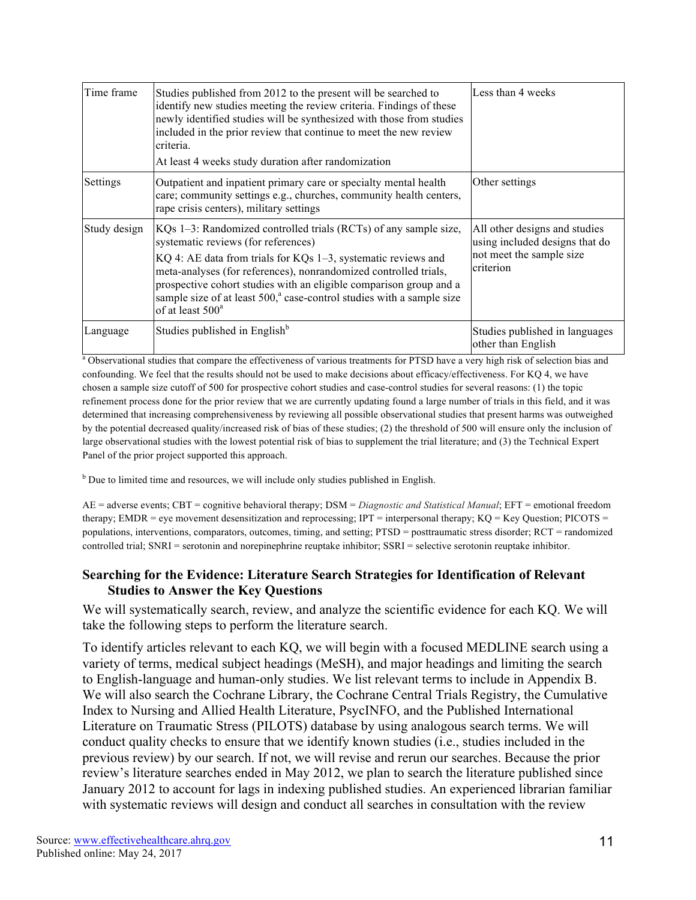| Time frame | Studies published from 2012 to the present will be searched to identify new studies meeting the review criteria. Findings of these newly identified studies will be synthesized with those from studies included in the prior review that continue to meet the new review criteria.<br>At least 4 weeks study duration after randomization | Less than 4 weeks |
|---|---|---|
| Settings | Outpatient and inpatient primary care or specialty mental health care; community settings e.g., churches, community health centers, rape crisis centers), military settings | Other settings |
| Study design | KQs 1–3: Randomized controlled trials (RCTs) of any sample size, systematic reviews (for references)<br>KQ 4: AE data from trials for KQs 1–3, systematic reviews and meta-analyses (for references), nonrandomized controlled trials, prospective cohort studies with an eligible comparison group and a sample size of at least 500,[a] case-control studies with a sample size of at least 500[a] | All other designs and studies using included designs that do not meet the sample size criterion |
| Language | Studies published in English[b] | Studies published in languages other than English |

[a] Observational studies that compare the effectiveness of various treatments for PTSD have a very high risk of selection bias and confounding. We feel that the results should not be used to make decisions about efficacy/effectiveness. For KQ 4, we have chosen a sample size cutoff of 500 for prospective cohort studies and case-control studies for several reasons: (1) the topic refinement process done for the prior review that we are currently updating found a large number of trials in this field, and it was determined that increasing comprehensiveness by reviewing all possible observational studies that present harms was outweighed by the potential decreased quality/increased risk of bias of these studies; (2) the threshold of 500 will ensure only the inclusion of large observational studies with the lowest potential risk of bias to supplement the trial literature; and (3) the Technical Expert Panel of the prior project supported this approach.

[b] Due to limited time and resources, we will include only studies published in English.

AE = adverse events; CBT = cognitive behavioral therapy; DSM = *Diagnostic and Statistical Manual*; EFT = emotional freedom therapy; EMDR = eye movement desensitization and reprocessing; IPT = interpersonal therapy; KQ = Key Question; PICOTS = populations, interventions, comparators, outcomes, timing, and setting; PTSD = posttraumatic stress disorder; RCT = randomized controlled trial; SNRI = serotonin and norepinephrine reuptake inhibitor; SSRI = selective serotonin reuptake inhibitor.

### Searching for the Evidence: Literature Search Strategies for Identification of Relevant Studies to Answer the Key Questions

We will systematically search, review, and analyze the scientific evidence for each KQ. We will take the following steps to perform the literature search.

To identify articles relevant to each KQ, we will begin with a focused MEDLINE search using a variety of terms, medical subject headings (MeSH), and major headings and limiting the search to English-language and human-only studies. We list relevant terms to include in Appendix B. We will also search the Cochrane Library, the Cochrane Central Trials Registry, the Cumulative Index to Nursing and Allied Health Literature, PsycINFO, and the Published International Literature on Traumatic Stress (PILOTS) database by using analogous search terms. We will conduct quality checks to ensure that we identify known studies (i.e., studies included in the previous review) by our search. If not, we will revise and rerun our searches. Because the prior review's literature searches ended in May 2012, we plan to search the literature published since January 2012 to account for lags in indexing published studies. An experienced librarian familiar with systematic reviews will design and conduct all searches in consultation with the review

Source: www.effectivehealthcare.ahrq.gov
Published online: May 24, 2017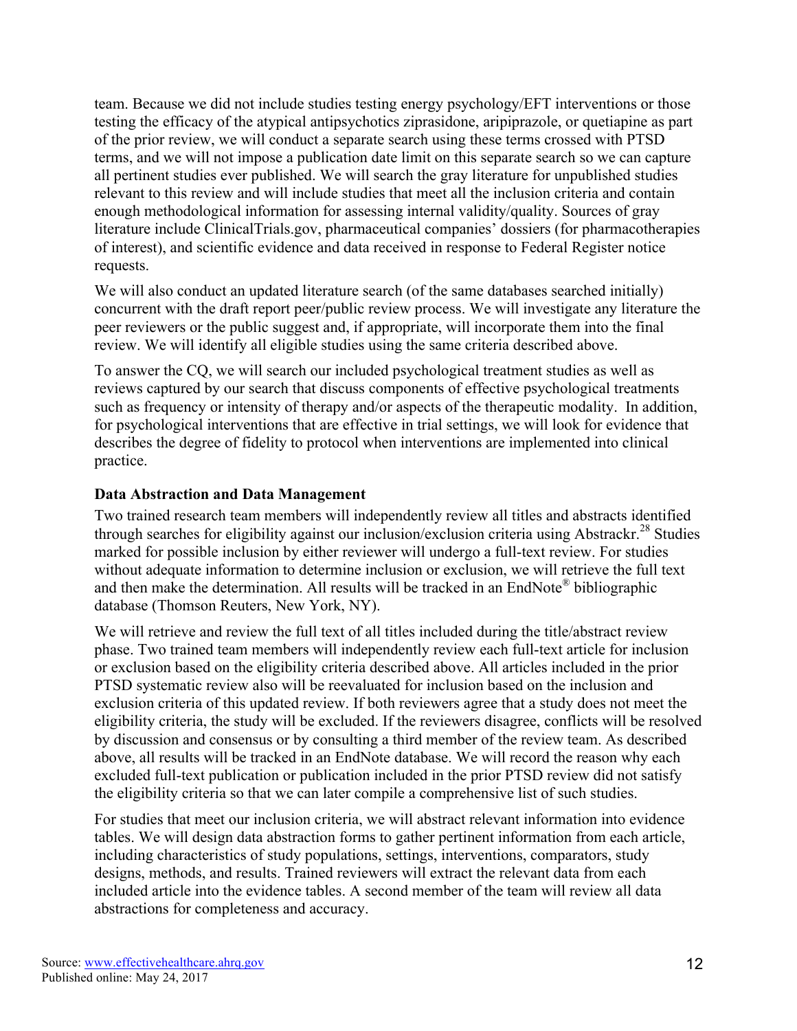team. Because we did not include studies testing energy psychology/EFT interventions or those testing the efficacy of the atypical antipsychotics ziprasidone, aripiprazole, or quetiapine as part of the prior review, we will conduct a separate search using these terms crossed with PTSD terms, and we will not impose a publication date limit on this separate search so we can capture all pertinent studies ever published. We will search the gray literature for unpublished studies relevant to this review and will include studies that meet all the inclusion criteria and contain enough methodological information for assessing internal validity/quality. Sources of gray literature include ClinicalTrials.gov, pharmaceutical companies' dossiers (for pharmacotherapies of interest), and scientific evidence and data received in response to Federal Register notice requests.

We will also conduct an updated literature search (of the same databases searched initially) concurrent with the draft report peer/public review process. We will investigate any literature the peer reviewers or the public suggest and, if appropriate, will incorporate them into the final review. We will identify all eligible studies using the same criteria described above.

To answer the CQ, we will search our included psychological treatment studies as well as reviews captured by our search that discuss components of effective psychological treatments such as frequency or intensity of therapy and/or aspects of the therapeutic modality. In addition, for psychological interventions that are effective in trial settings, we will look for evidence that describes the degree of fidelity to protocol when interventions are implemented into clinical practice.

**Data Abstraction and Data Management**

Two trained research team members will independently review all titles and abstracts identified through searches for eligibility against our inclusion/exclusion criteria using Abstrackr.[28] Studies marked for possible inclusion by either reviewer will undergo a full-text review. For studies without adequate information to determine inclusion or exclusion, we will retrieve the full text and then make the determination. All results will be tracked in an EndNote® bibliographic database (Thomson Reuters, New York, NY).

We will retrieve and review the full text of all titles included during the title/abstract review phase. Two trained team members will independently review each full-text article for inclusion or exclusion based on the eligibility criteria described above. All articles included in the prior PTSD systematic review also will be reevaluated for inclusion based on the inclusion and exclusion criteria of this updated review. If both reviewers agree that a study does not meet the eligibility criteria, the study will be excluded. If the reviewers disagree, conflicts will be resolved by discussion and consensus or by consulting a third member of the review team. As described above, all results will be tracked in an EndNote database. We will record the reason why each excluded full-text publication or publication included in the prior PTSD review did not satisfy the eligibility criteria so that we can later compile a comprehensive list of such studies.

For studies that meet our inclusion criteria, we will abstract relevant information into evidence tables. We will design data abstraction forms to gather pertinent information from each article, including characteristics of study populations, settings, interventions, comparators, study designs, methods, and results. Trained reviewers will extract the relevant data from each included article into the evidence tables. A second member of the team will review all data abstractions for completeness and accuracy.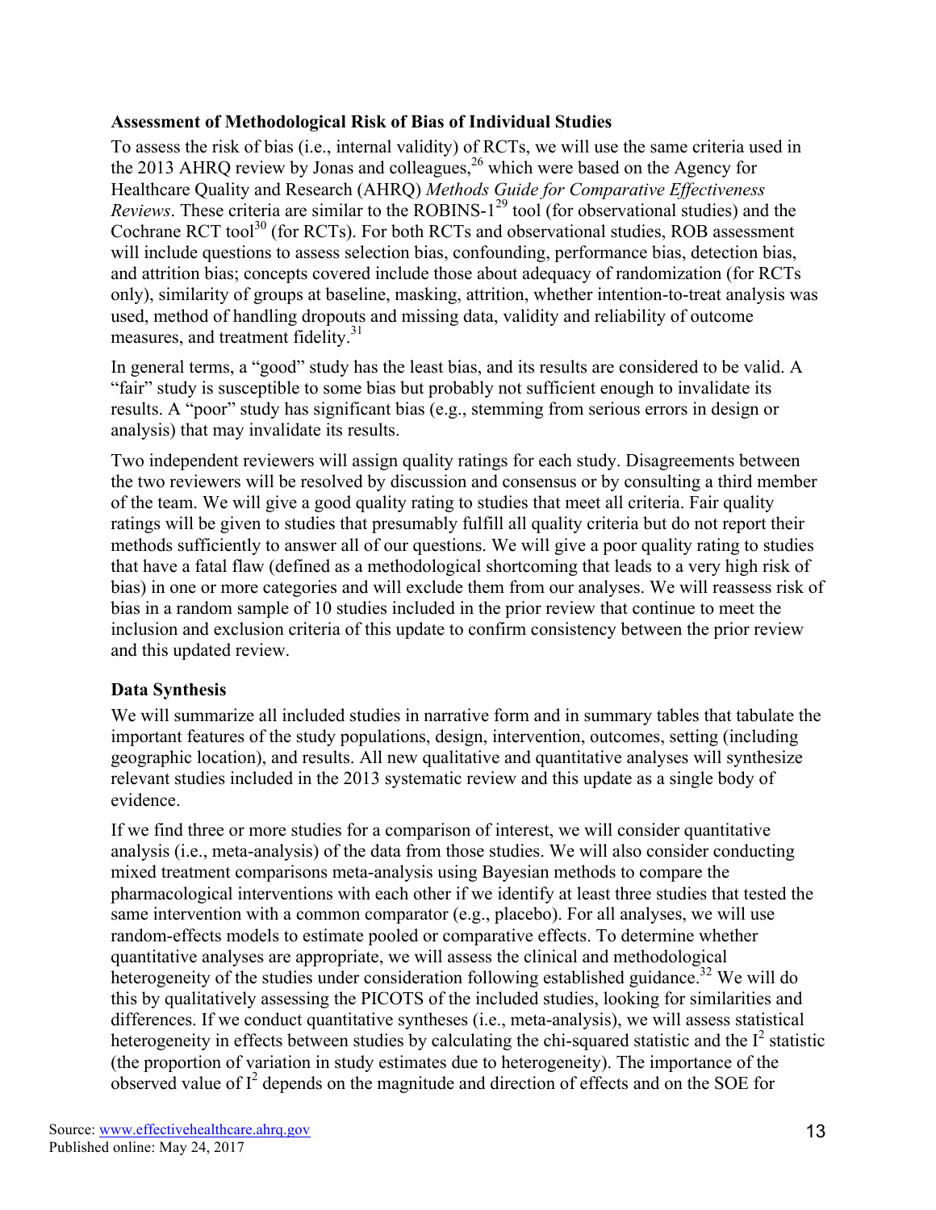### Assessment of Methodological Risk of Bias of Individual Studies

To assess the risk of bias (i.e., internal validity) of RCTs, we will use the same criteria used in the 2013 AHRQ review by Jonas and colleagues,[26] which were based on the Agency for Healthcare Quality and Research (AHRQ) *Methods Guide for Comparative Effectiveness Reviews*. These criteria are similar to the ROBINS-1[29] tool (for observational studies) and the Cochrane RCT tool[30] (for RCTs). For both RCTs and observational studies, ROB assessment will include questions to assess selection bias, confounding, performance bias, detection bias, and attrition bias; concepts covered include those about adequacy of randomization (for RCTs only), similarity of groups at baseline, masking, attrition, whether intention-to-treat analysis was used, method of handling dropouts and missing data, validity and reliability of outcome measures, and treatment fidelity.[31]

In general terms, a "good" study has the least bias, and its results are considered to be valid. A "fair" study is susceptible to some bias but probably not sufficient enough to invalidate its results. A "poor" study has significant bias (e.g., stemming from serious errors in design or analysis) that may invalidate its results.

Two independent reviewers will assign quality ratings for each study. Disagreements between the two reviewers will be resolved by discussion and consensus or by consulting a third member of the team. We will give a good quality rating to studies that meet all criteria. Fair quality ratings will be given to studies that presumably fulfill all quality criteria but do not report their methods sufficiently to answer all of our questions. We will give a poor quality rating to studies that have a fatal flaw (defined as a methodological shortcoming that leads to a very high risk of bias) in one or more categories and will exclude them from our analyses. We will reassess risk of bias in a random sample of 10 studies included in the prior review that continue to meet the inclusion and exclusion criteria of this update to confirm consistency between the prior review and this updated review.

### Data Synthesis

We will summarize all included studies in narrative form and in summary tables that tabulate the important features of the study populations, design, intervention, outcomes, setting (including geographic location), and results. All new qualitative and quantitative analyses will synthesize relevant studies included in the 2013 systematic review and this update as a single body of evidence.

If we find three or more studies for a comparison of interest, we will consider quantitative analysis (i.e., meta-analysis) of the data from those studies. We will also consider conducting mixed treatment comparisons meta-analysis using Bayesian methods to compare the pharmacological interventions with each other if we identify at least three studies that tested the same intervention with a common comparator (e.g., placebo). For all analyses, we will use random-effects models to estimate pooled or comparative effects. To determine whether quantitative analyses are appropriate, we will assess the clinical and methodological heterogeneity of the studies under consideration following established guidance.[32] We will do this by qualitatively assessing the PICOTS of the included studies, looking for similarities and differences. If we conduct quantitative syntheses (i.e., meta-analysis), we will assess statistical heterogeneity in effects between studies by calculating the chi-squared statistic and the $I^2$ statistic (the proportion of variation in study estimates due to heterogeneity). The importance of the observed value of $I^2$ depends on the magnitude and direction of effects and on the SOE for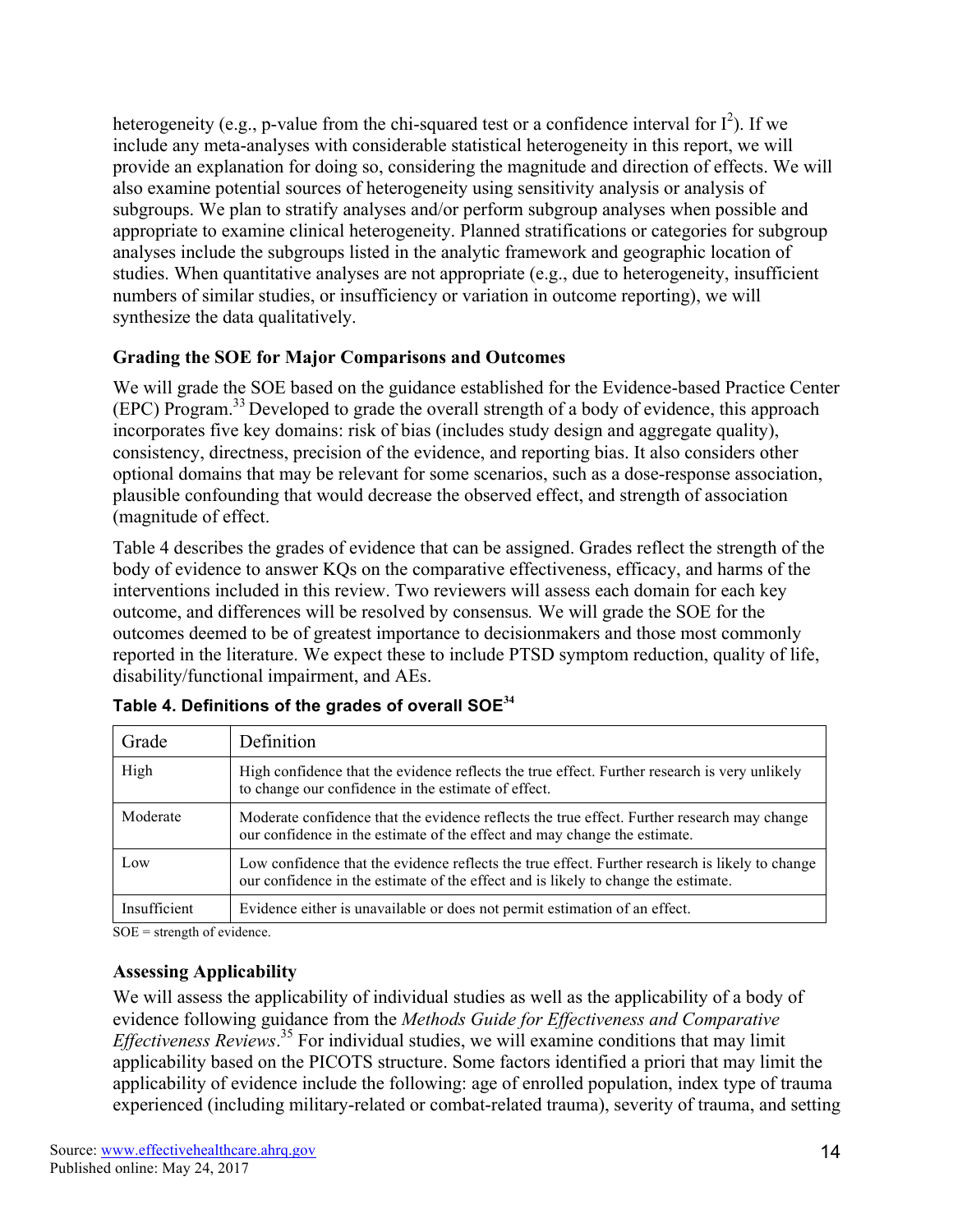heterogeneity (e.g., p-value from the chi-squared test or a confidence interval for $I^2$). If we include any meta-analyses with considerable statistical heterogeneity in this report, we will provide an explanation for doing so, considering the magnitude and direction of effects. We will also examine potential sources of heterogeneity using sensitivity analysis or analysis of subgroups. We plan to stratify analyses and/or perform subgroup analyses when possible and appropriate to examine clinical heterogeneity. Planned stratifications or categories for subgroup analyses include the subgroups listed in the analytic framework and geographic location of studies. When quantitative analyses are not appropriate (e.g., due to heterogeneity, insufficient numbers of similar studies, or insufficiency or variation in outcome reporting), we will synthesize the data qualitatively.

### Grading the SOE for Major Comparisons and Outcomes

We will grade the SOE based on the guidance established for the Evidence-based Practice Center (EPC) Program.[33] Developed to grade the overall strength of a body of evidence, this approach incorporates five key domains: risk of bias (includes study design and aggregate quality), consistency, directness, precision of the evidence, and reporting bias. It also considers other optional domains that may be relevant for some scenarios, such as a dose-response association, plausible confounding that would decrease the observed effect, and strength of association (magnitude of effect.

Table 4 describes the grades of evidence that can be assigned. Grades reflect the strength of the body of evidence to answer KQs on the comparative effectiveness, efficacy, and harms of the interventions included in this review. Two reviewers will assess each domain for each key outcome, and differences will be resolved by consensus*.* We will grade the SOE for the outcomes deemed to be of greatest importance to decisionmakers and those most commonly reported in the literature. We expect these to include PTSD symptom reduction, quality of life, disability/functional impairment, and AEs.

**Table 4. Definitions of the grades of overall SOE[34]**

| Grade | Definition |
|---|---|
| High | High confidence that the evidence reflects the true effect. Further research is very unlikely to change our confidence in the estimate of effect. |
| Moderate | Moderate confidence that the evidence reflects the true effect. Further research may change our confidence in the estimate of the effect and may change the estimate. |
| Low | Low confidence that the evidence reflects the true effect. Further research is likely to change our confidence in the estimate of the effect and is likely to change the estimate. |
| Insufficient | Evidence either is unavailable or does not permit estimation of an effect. |

SOE = strength of evidence.

### Assessing Applicability

We will assess the applicability of individual studies as well as the applicability of a body of evidence following guidance from the *Methods Guide for Effectiveness and Comparative Effectiveness Reviews*.[35] For individual studies, we will examine conditions that may limit applicability based on the PICOTS structure. Some factors identified a priori that may limit the applicability of evidence include the following: age of enrolled population, index type of trauma experienced (including military-related or combat-related trauma), severity of trauma, and setting

Source: www.effectivehealthcare.ahrq.gov
Published online: May 24, 2017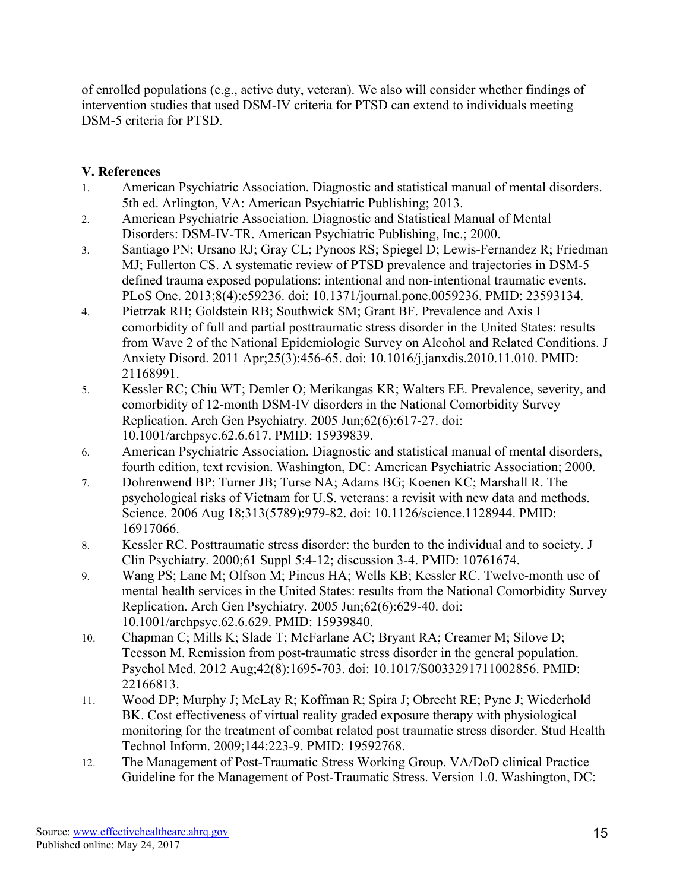of enrolled populations (e.g., active duty, veteran). We also will consider whether findings of intervention studies that used DSM-IV criteria for PTSD can extend to individuals meeting DSM-5 criteria for PTSD.

## V. References

1. American Psychiatric Association. Diagnostic and statistical manual of mental disorders. 5th ed. Arlington, VA: American Psychiatric Publishing; 2013.
2. American Psychiatric Association. Diagnostic and Statistical Manual of Mental Disorders: DSM-IV-TR. American Psychiatric Publishing, Inc.; 2000.
3. Santiago PN; Ursano RJ; Gray CL; Pynoos RS; Spiegel D; Lewis-Fernandez R; Friedman MJ; Fullerton CS. A systematic review of PTSD prevalence and trajectories in DSM-5 defined trauma exposed populations: intentional and non-intentional traumatic events. PLoS One. 2013;8(4):e59236. doi: 10.1371/journal.pone.0059236. PMID: 23593134.
4. Pietrzak RH; Goldstein RB; Southwick SM; Grant BF. Prevalence and Axis I comorbidity of full and partial posttraumatic stress disorder in the United States: results from Wave 2 of the National Epidemiologic Survey on Alcohol and Related Conditions. J Anxiety Disord. 2011 Apr;25(3):456-65. doi: 10.1016/j.janxdis.2010.11.010. PMID: 21168991.
5. Kessler RC; Chiu WT; Demler O; Merikangas KR; Walters EE. Prevalence, severity, and comorbidity of 12-month DSM-IV disorders in the National Comorbidity Survey Replication. Arch Gen Psychiatry. 2005 Jun;62(6):617-27. doi: 10.1001/archpsyc.62.6.617. PMID: 15939839.
6. American Psychiatric Association. Diagnostic and statistical manual of mental disorders, fourth edition, text revision. Washington, DC: American Psychiatric Association; 2000.
7. Dohrenwend BP; Turner JB; Turse NA; Adams BG; Koenen KC; Marshall R. The psychological risks of Vietnam for U.S. veterans: a revisit with new data and methods. Science. 2006 Aug 18;313(5789):979-82. doi: 10.1126/science.1128944. PMID: 16917066.
8. Kessler RC. Posttraumatic stress disorder: the burden to the individual and to society. J Clin Psychiatry. 2000;61 Suppl 5:4-12; discussion 3-4. PMID: 10761674.
9. Wang PS; Lane M; Olfson M; Pincus HA; Wells KB; Kessler RC. Twelve-month use of mental health services in the United States: results from the National Comorbidity Survey Replication. Arch Gen Psychiatry. 2005 Jun;62(6):629-40. doi: 10.1001/archpsyc.62.6.629. PMID: 15939840.
10. Chapman C; Mills K; Slade T; McFarlane AC; Bryant RA; Creamer M; Silove D; Teesson M. Remission from post-traumatic stress disorder in the general population. Psychol Med. 2012 Aug;42(8):1695-703. doi: 10.1017/S0033291711002856. PMID: 22166813.
11. Wood DP; Murphy J; McLay R; Koffman R; Spira J; Obrecht RE; Pyne J; Wiederhold BK. Cost effectiveness of virtual reality graded exposure therapy with physiological monitoring for the treatment of combat related post traumatic stress disorder. Stud Health Technol Inform. 2009;144:223-9. PMID: 19592768.
12. The Management of Post-Traumatic Stress Working Group. VA/DoD clinical Practice Guideline for the Management of Post-Traumatic Stress. Version 1.0. Washington, DC:

Source: www.effectivehealthcare.ahrq.gov
Published online: May 24, 2017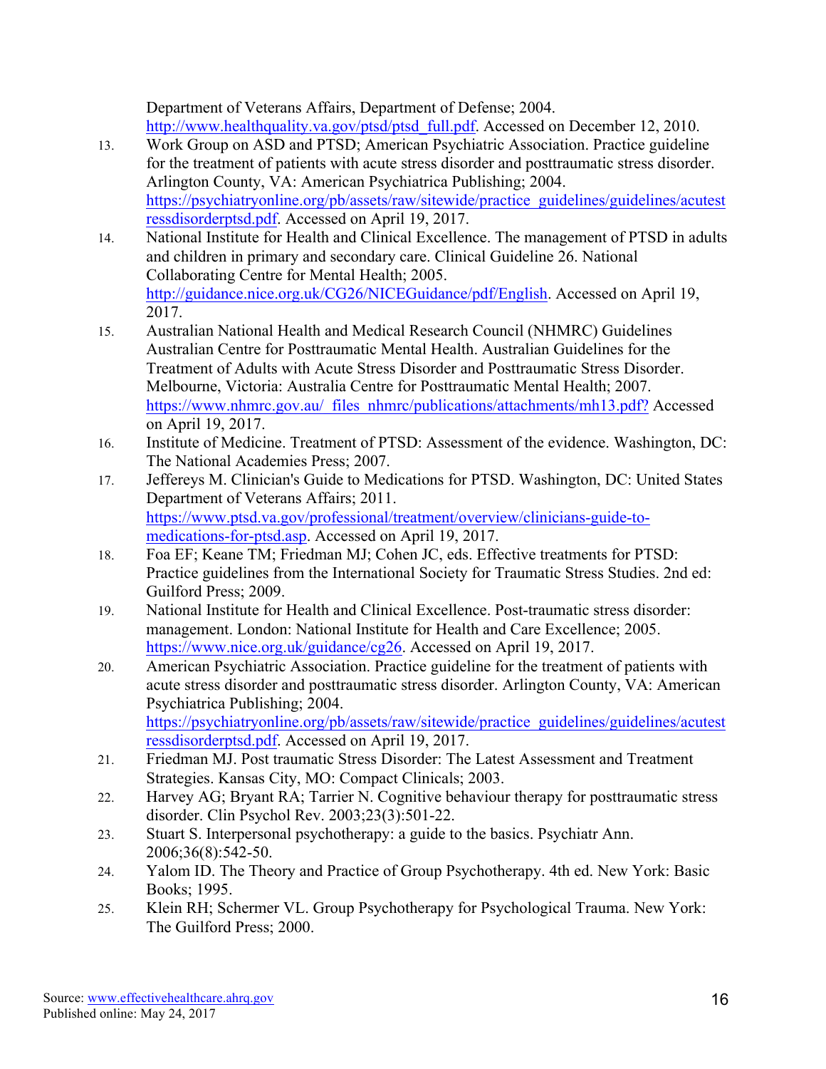Department of Veterans Affairs, Department of Defense; 2004. http://www.healthquality.va.gov/ptsd/ptsd_full.pdf. Accessed on December 12, 2010.

13. Work Group on ASD and PTSD; American Psychiatric Association. Practice guideline for the treatment of patients with acute stress disorder and posttraumatic stress disorder. Arlington County, VA: American Psychiatrica Publishing; 2004. https://psychiatryonline.org/pb/assets/raw/sitewide/practice_guidelines/guidelines/acutestressdisorderptsd.pdf. Accessed on April 19, 2017.
14. National Institute for Health and Clinical Excellence. The management of PTSD in adults and children in primary and secondary care. Clinical Guideline 26. National Collaborating Centre for Mental Health; 2005. http://guidance.nice.org.uk/CG26/NICEGuidance/pdf/English. Accessed on April 19, 2017.
15. Australian National Health and Medical Research Council (NHMRC) Guidelines Australian Centre for Posttraumatic Mental Health. Australian Guidelines for the Treatment of Adults with Acute Stress Disorder and Posttraumatic Stress Disorder. Melbourne, Victoria: Australia Centre for Posttraumatic Mental Health; 2007. https://www.nhmrc.gov.au/_files_nhmrc/publications/attachments/mh13.pdf? Accessed on April 19, 2017.
16. Institute of Medicine. Treatment of PTSD: Assessment of the evidence. Washington, DC: The National Academies Press; 2007.
17. Jeffereys M. Clinician's Guide to Medications for PTSD. Washington, DC: United States Department of Veterans Affairs; 2011. https://www.ptsd.va.gov/professional/treatment/overview/clinicians-guide-to-medications-for-ptsd.asp. Accessed on April 19, 2017.
18. Foa EF; Keane TM; Friedman MJ; Cohen JC, eds. Effective treatments for PTSD: Practice guidelines from the International Society for Traumatic Stress Studies. 2nd ed: Guilford Press; 2009.
19. National Institute for Health and Clinical Excellence. Post-traumatic stress disorder: management. London: National Institute for Health and Care Excellence; 2005. https://www.nice.org.uk/guidance/cg26. Accessed on April 19, 2017.
20. American Psychiatric Association. Practice guideline for the treatment of patients with acute stress disorder and posttraumatic stress disorder. Arlington County, VA: American Psychiatrica Publishing; 2004. https://psychiatryonline.org/pb/assets/raw/sitewide/practice_guidelines/guidelines/acutestressdisorderptsd.pdf. Accessed on April 19, 2017.
21. Friedman MJ. Post traumatic Stress Disorder: The Latest Assessment and Treatment Strategies. Kansas City, MO: Compact Clinicals; 2003.
22. Harvey AG; Bryant RA; Tarrier N. Cognitive behaviour therapy for posttraumatic stress disorder. Clin Psychol Rev. 2003;23(3):501-22.
23. Stuart S. Interpersonal psychotherapy: a guide to the basics. Psychiatr Ann. 2006;36(8):542-50.
24. Yalom ID. The Theory and Practice of Group Psychotherapy. 4th ed. New York: Basic Books; 1995.
25. Klein RH; Schermer VL. Group Psychotherapy for Psychological Trauma. New York: The Guilford Press; 2000.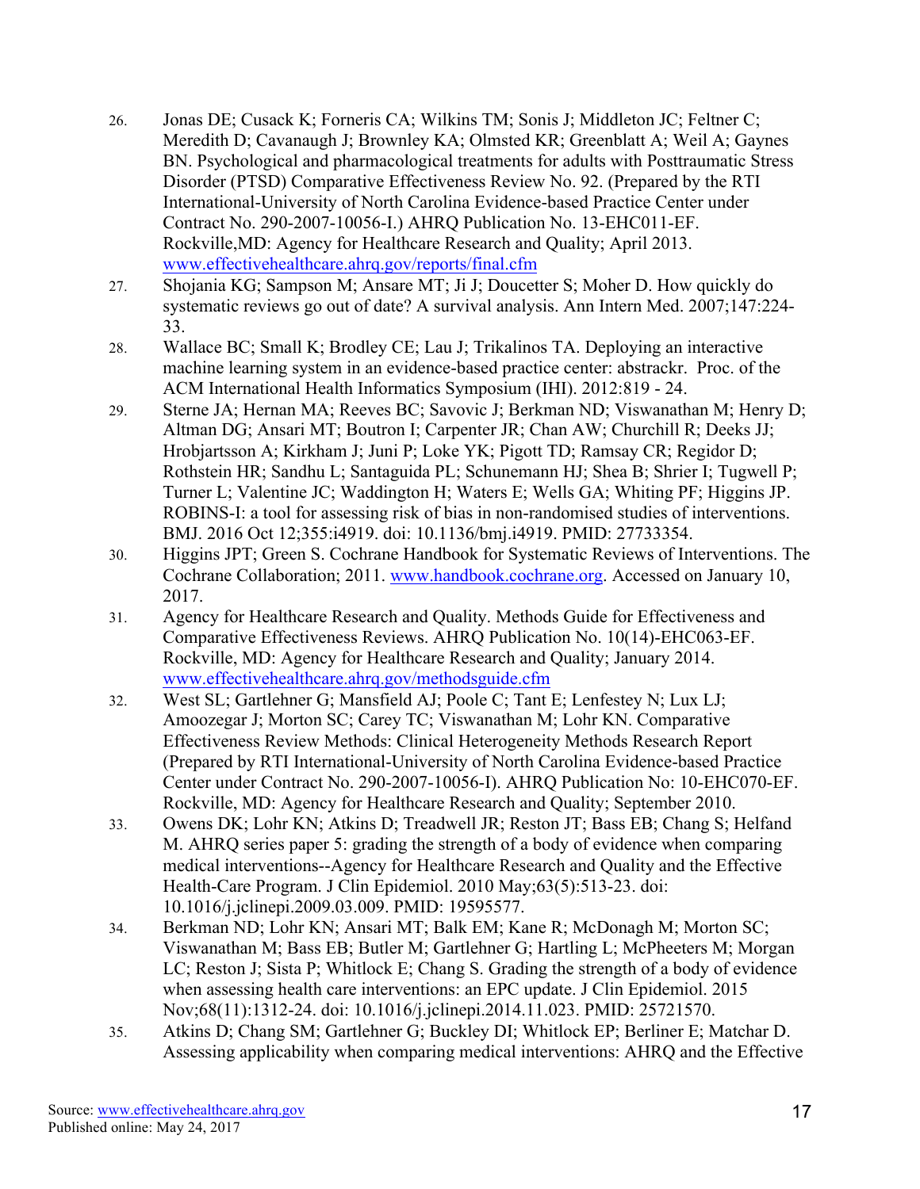26. Jonas DE; Cusack K; Forneris CA; Wilkins TM; Sonis J; Middleton JC; Feltner C; Meredith D; Cavanaugh J; Brownley KA; Olmsted KR; Greenblatt A; Weil A; Gaynes BN. Psychological and pharmacological treatments for adults with Posttraumatic Stress Disorder (PTSD) Comparative Effectiveness Review No. 92. (Prepared by the RTI International-University of North Carolina Evidence-based Practice Center under Contract No. 290-2007-10056-I.) AHRQ Publication No. 13-EHC011-EF. Rockville,MD: Agency for Healthcare Research and Quality; April 2013. www.effectivehealthcare.ahrq.gov/reports/final.cfm
27. Shojania KG; Sampson M; Ansare MT; Ji J; Doucetter S; Moher D. How quickly do systematic reviews go out of date? A survival analysis. Ann Intern Med. 2007;147:224-33.
28. Wallace BC; Small K; Brodley CE; Lau J; Trikalinos TA. Deploying an interactive machine learning system in an evidence-based practice center: abstrackr. Proc. of the ACM International Health Informatics Symposium (IHI). 2012:819 - 24.
29. Sterne JA; Hernan MA; Reeves BC; Savovic J; Berkman ND; Viswanathan M; Henry D; Altman DG; Ansari MT; Boutron I; Carpenter JR; Chan AW; Churchill R; Deeks JJ; Hrobjartsson A; Kirkham J; Juni P; Loke YK; Pigott TD; Ramsay CR; Regidor D; Rothstein HR; Sandhu L; Santaguida PL; Schunemann HJ; Shea B; Shrier I; Tugwell P; Turner L; Valentine JC; Waddington H; Waters E; Wells GA; Whiting PF; Higgins JP. ROBINS-I: a tool for assessing risk of bias in non-randomised studies of interventions. BMJ. 2016 Oct 12;355:i4919. doi: 10.1136/bmj.i4919. PMID: 27733354.
30. Higgins JPT; Green S. Cochrane Handbook for Systematic Reviews of Interventions. The Cochrane Collaboration; 2011. www.handbook.cochrane.org. Accessed on January 10, 2017.
31. Agency for Healthcare Research and Quality. Methods Guide for Effectiveness and Comparative Effectiveness Reviews. AHRQ Publication No. 10(14)-EHC063-EF. Rockville, MD: Agency for Healthcare Research and Quality; January 2014. www.effectivehealthcare.ahrq.gov/methodsguide.cfm
32. West SL; Gartlehner G; Mansfield AJ; Poole C; Tant E; Lenfestey N; Lux LJ; Amoozegar J; Morton SC; Carey TC; Viswanathan M; Lohr KN. Comparative Effectiveness Review Methods: Clinical Heterogeneity Methods Research Report (Prepared by RTI International-University of North Carolina Evidence-based Practice Center under Contract No. 290-2007-10056-I). AHRQ Publication No: 10-EHC070-EF. Rockville, MD: Agency for Healthcare Research and Quality; September 2010.
33. Owens DK; Lohr KN; Atkins D; Treadwell JR; Reston JT; Bass EB; Chang S; Helfand M. AHRQ series paper 5: grading the strength of a body of evidence when comparing medical interventions--Agency for Healthcare Research and Quality and the Effective Health-Care Program. J Clin Epidemiol. 2010 May;63(5):513-23. doi: 10.1016/j.jclinepi.2009.03.009. PMID: 19595577.
34. Berkman ND; Lohr KN; Ansari MT; Balk EM; Kane R; McDonagh M; Morton SC; Viswanathan M; Bass EB; Butler M; Gartlehner G; Hartling L; McPheeters M; Morgan LC; Reston J; Sista P; Whitlock E; Chang S. Grading the strength of a body of evidence when assessing health care interventions: an EPC update. J Clin Epidemiol. 2015 Nov;68(11):1312-24. doi: 10.1016/j.jclinepi.2014.11.023. PMID: 25721570.
35. Atkins D; Chang SM; Gartlehner G; Buckley DI; Whitlock EP; Berliner E; Matchar D. Assessing applicability when comparing medical interventions: AHRQ and the Effective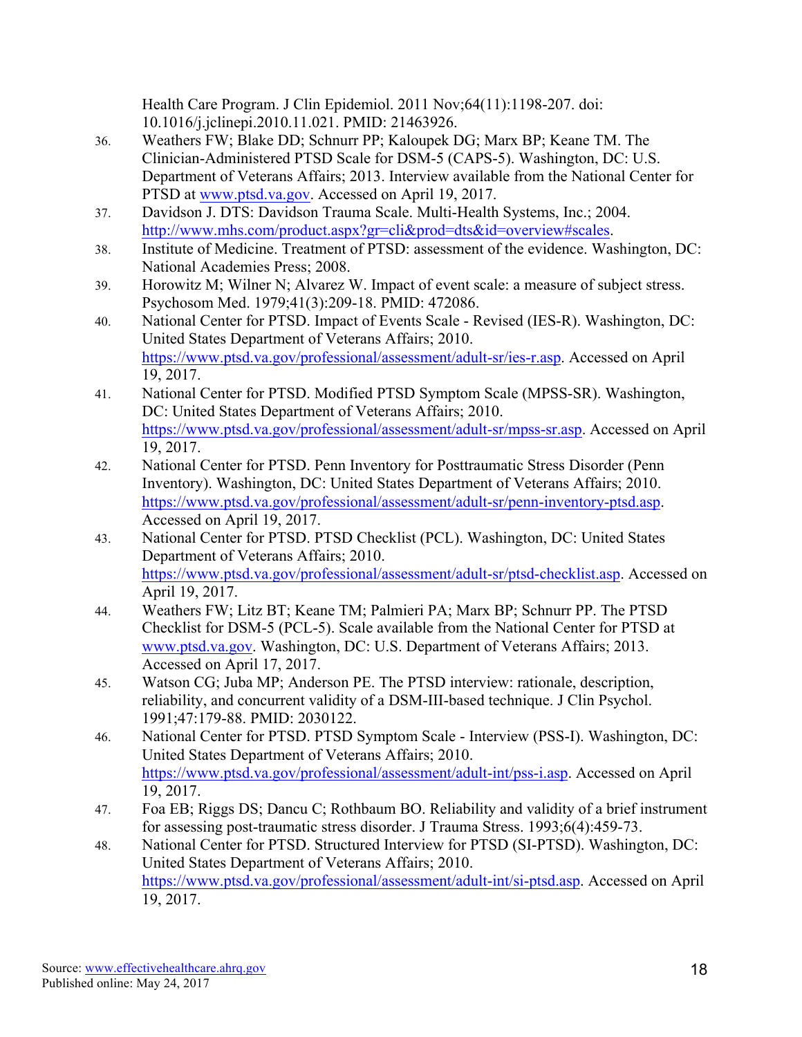Health Care Program. J Clin Epidemiol. 2011 Nov;64(11):1198-207. doi: 10.1016/j.jclinepi.2010.11.021. PMID: 21463926.

36. Weathers FW; Blake DD; Schnurr PP; Kaloupek DG; Marx BP; Keane TM. The Clinician-Administered PTSD Scale for DSM-5 (CAPS-5). Washington, DC: U.S. Department of Veterans Affairs; 2013. Interview available from the National Center for PTSD at www.ptsd.va.gov. Accessed on April 19, 2017.
37. Davidson J. DTS: Davidson Trauma Scale. Multi-Health Systems, Inc.; 2004. http://www.mhs.com/product.aspx?gr=cli&prod=dts&id=overview#scales.
38. Institute of Medicine. Treatment of PTSD: assessment of the evidence. Washington, DC: National Academies Press; 2008.
39. Horowitz M; Wilner N; Alvarez W. Impact of event scale: a measure of subject stress. Psychosom Med. 1979;41(3):209-18. PMID: 472086.
40. National Center for PTSD. Impact of Events Scale - Revised (IES-R). Washington, DC: United States Department of Veterans Affairs; 2010. https://www.ptsd.va.gov/professional/assessment/adult-sr/ies-r.asp. Accessed on April 19, 2017.
41. National Center for PTSD. Modified PTSD Symptom Scale (MPSS-SR). Washington, DC: United States Department of Veterans Affairs; 2010. https://www.ptsd.va.gov/professional/assessment/adult-sr/mpss-sr.asp. Accessed on April 19, 2017.
42. National Center for PTSD. Penn Inventory for Posttraumatic Stress Disorder (Penn Inventory). Washington, DC: United States Department of Veterans Affairs; 2010. https://www.ptsd.va.gov/professional/assessment/adult-sr/penn-inventory-ptsd.asp. Accessed on April 19, 2017.
43. National Center for PTSD. PTSD Checklist (PCL). Washington, DC: United States Department of Veterans Affairs; 2010. https://www.ptsd.va.gov/professional/assessment/adult-sr/ptsd-checklist.asp. Accessed on April 19, 2017.
44. Weathers FW; Litz BT; Keane TM; Palmieri PA; Marx BP; Schnurr PP. The PTSD Checklist for DSM-5 (PCL-5). Scale available from the National Center for PTSD at www.ptsd.va.gov. Washington, DC: U.S. Department of Veterans Affairs; 2013. Accessed on April 17, 2017.
45. Watson CG; Juba MP; Anderson PE. The PTSD interview: rationale, description, reliability, and concurrent validity of a DSM-III-based technique. J Clin Psychol. 1991;47:179-88. PMID: 2030122.
46. National Center for PTSD. PTSD Symptom Scale - Interview (PSS-I). Washington, DC: United States Department of Veterans Affairs; 2010. https://www.ptsd.va.gov/professional/assessment/adult-int/pss-i.asp. Accessed on April 19, 2017.
47. Foa EB; Riggs DS; Dancu C; Rothbaum BO. Reliability and validity of a brief instrument for assessing post-traumatic stress disorder. J Trauma Stress. 1993;6(4):459-73.
48. National Center for PTSD. Structured Interview for PTSD (SI-PTSD). Washington, DC: United States Department of Veterans Affairs; 2010. https://www.ptsd.va.gov/professional/assessment/adult-int/si-ptsd.asp. Accessed on April 19, 2017.

Source: www.effectivehealthcare.ahrq.gov
Published online: May 24, 2017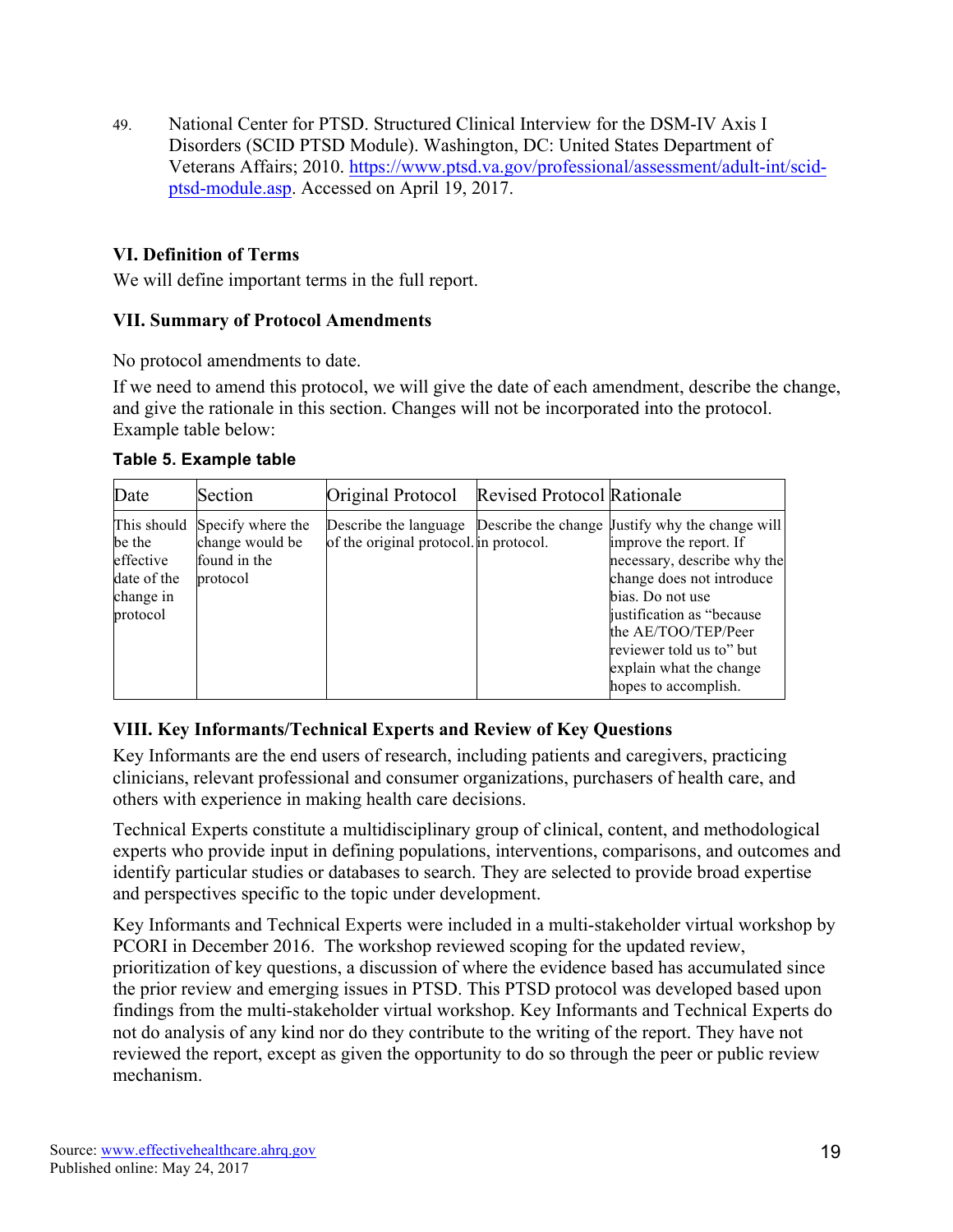49. National Center for PTSD. Structured Clinical Interview for the DSM-IV Axis I Disorders (SCID PTSD Module). Washington, DC: United States Department of Veterans Affairs; 2010. https://www.ptsd.va.gov/professional/assessment/adult-int/scid-ptsd-module.asp. Accessed on April 19, 2017.

## VI. Definition of Terms

We will define important terms in the full report.

## VII. Summary of Protocol Amendments

No protocol amendments to date.

If we need to amend this protocol, we will give the date of each amendment, describe the change, and give the rationale in this section. Changes will not be incorporated into the protocol. Example table below:

**Table 5. Example table**

| Date | Section | Original Protocol | Revised Protocol | Rationale |
|---|---|---|---|---|
| This should be the effective date of the change in protocol | Specify where the change would be found in the protocol | Describe the language of the original protocol. | Describe the change in protocol. | Justify why the change will improve the report. If necessary, describe why the change does not introduce bias. Do not use justification as "because the AE/TOO/TEP/Peer reviewer told us to" but explain what the change hopes to accomplish. |

## VIII. Key Informants/Technical Experts and Review of Key Questions

Key Informants are the end users of research, including patients and caregivers, practicing clinicians, relevant professional and consumer organizations, purchasers of health care, and others with experience in making health care decisions.

Technical Experts constitute a multidisciplinary group of clinical, content, and methodological experts who provide input in defining populations, interventions, comparisons, and outcomes and identify particular studies or databases to search. They are selected to provide broad expertise and perspectives specific to the topic under development.

Key Informants and Technical Experts were included in a multi-stakeholder virtual workshop by PCORI in December 2016. The workshop reviewed scoping for the updated review, prioritization of key questions, a discussion of where the evidence based has accumulated since the prior review and emerging issues in PTSD. This PTSD protocol was developed based upon findings from the multi-stakeholder virtual workshop. Key Informants and Technical Experts do not do analysis of any kind nor do they contribute to the writing of the report. They have not reviewed the report, except as given the opportunity to do so through the peer or public review mechanism.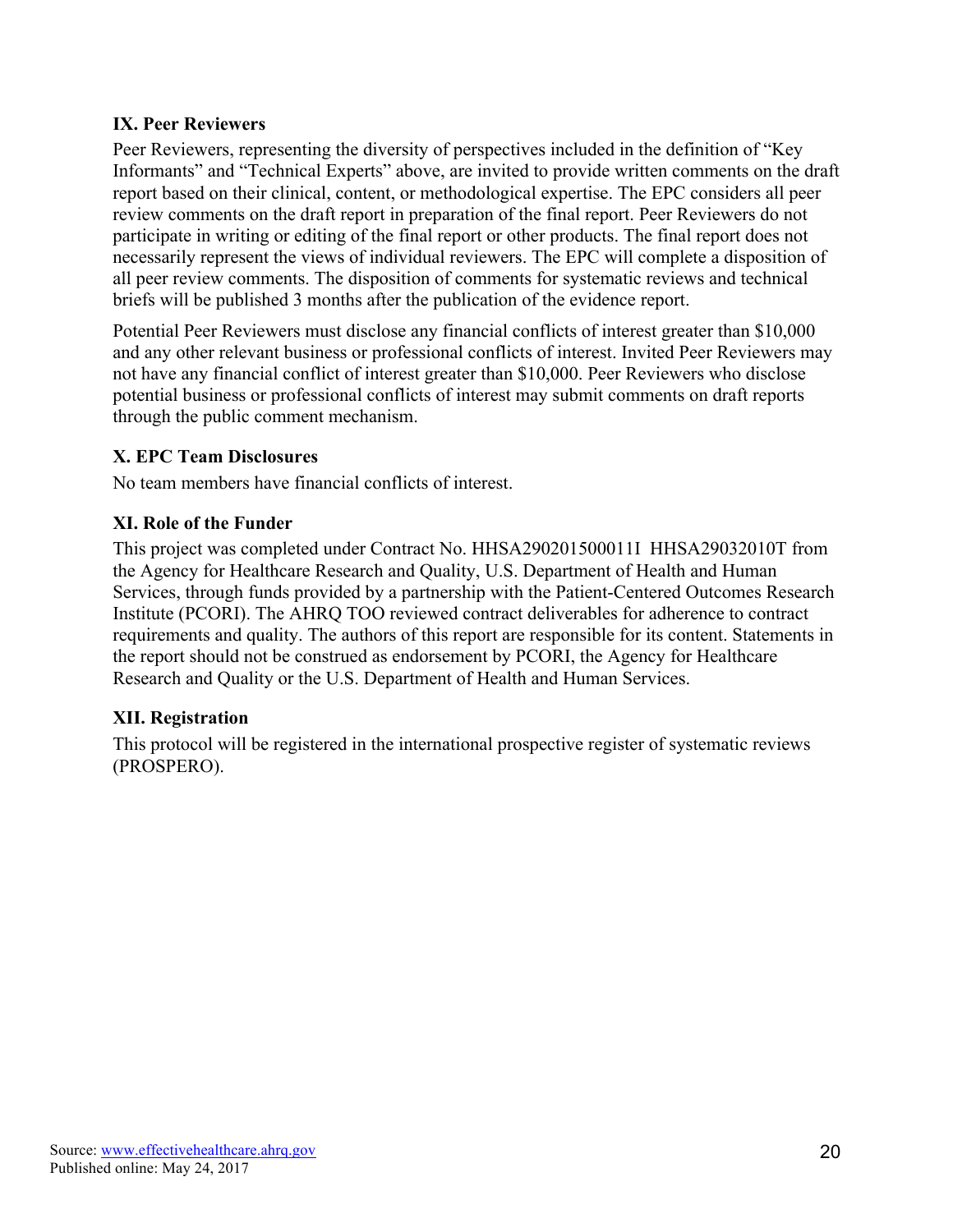### IX. Peer Reviewers

Peer Reviewers, representing the diversity of perspectives included in the definition of "Key Informants" and "Technical Experts" above, are invited to provide written comments on the draft report based on their clinical, content, or methodological expertise. The EPC considers all peer review comments on the draft report in preparation of the final report. Peer Reviewers do not participate in writing or editing of the final report or other products. The final report does not necessarily represent the views of individual reviewers. The EPC will complete a disposition of all peer review comments. The disposition of comments for systematic reviews and technical briefs will be published 3 months after the publication of the evidence report.

Potential Peer Reviewers must disclose any financial conflicts of interest greater than $10,000 and any other relevant business or professional conflicts of interest. Invited Peer Reviewers may not have any financial conflict of interest greater than $10,000. Peer Reviewers who disclose potential business or professional conflicts of interest may submit comments on draft reports through the public comment mechanism.

### X. EPC Team Disclosures

No team members have financial conflicts of interest.

### XI. Role of the Funder

This project was completed under Contract No. HHSA290201500011I HHSA29032010T from the Agency for Healthcare Research and Quality, U.S. Department of Health and Human Services, through funds provided by a partnership with the Patient-Centered Outcomes Research Institute (PCORI). The AHRQ TOO reviewed contract deliverables for adherence to contract requirements and quality. The authors of this report are responsible for its content. Statements in the report should not be construed as endorsement by PCORI, the Agency for Healthcare Research and Quality or the U.S. Department of Health and Human Services.

### XII. Registration

This protocol will be registered in the international prospective register of systematic reviews (PROSPERO).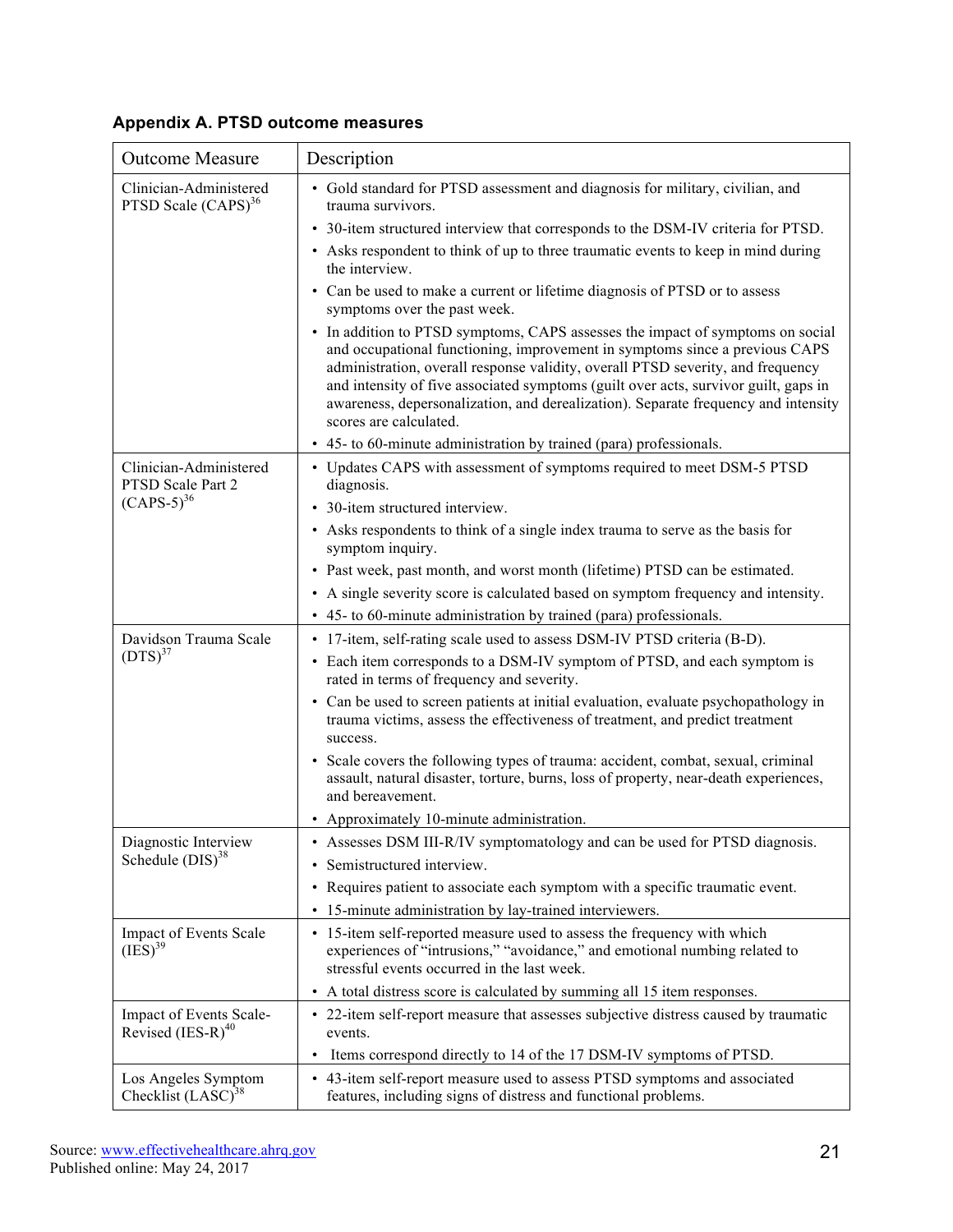## Appendix A. PTSD outcome measures

| Outcome Measure | Description |
|---|---|
| Clinician-Administered PTSD Scale (CAPS)[36] | • Gold standard for PTSD assessment and diagnosis for military, civilian, and trauma survivors.<br>• 30-item structured interview that corresponds to the DSM-IV criteria for PTSD.<br>• Asks respondent to think of up to three traumatic events to keep in mind during the interview.<br>• Can be used to make a current or lifetime diagnosis of PTSD or to assess symptoms over the past week.<br>• In addition to PTSD symptoms, CAPS assesses the impact of symptoms on social and occupational functioning, improvement in symptoms since a previous CAPS administration, overall response validity, overall PTSD severity, and frequency and intensity of five associated symptoms (guilt over acts, survivor guilt, gaps in awareness, depersonalization, and derealization). Separate frequency and intensity scores are calculated.<br>• 45- to 60-minute administration by trained (para) professionals. |
| Clinician-Administered PTSD Scale Part 2 (CAPS-5)[36] | • Updates CAPS with assessment of symptoms required to meet DSM-5 PTSD diagnosis.<br>• 30-item structured interview.<br>• Asks respondents to think of a single index trauma to serve as the basis for symptom inquiry.<br>• Past week, past month, and worst month (lifetime) PTSD can be estimated.<br>• A single severity score is calculated based on symptom frequency and intensity.<br>• 45- to 60-minute administration by trained (para) professionals. |
| Davidson Trauma Scale (DTS)[37] | • 17-item, self-rating scale used to assess DSM-IV PTSD criteria (B-D).<br>• Each item corresponds to a DSM-IV symptom of PTSD, and each symptom is rated in terms of frequency and severity.<br>• Can be used to screen patients at initial evaluation, evaluate psychopathology in trauma victims, assess the effectiveness of treatment, and predict treatment success.<br>• Scale covers the following types of trauma: accident, combat, sexual, criminal assault, natural disaster, torture, burns, loss of property, near-death experiences, and bereavement.<br>• Approximately 10-minute administration. |
| Diagnostic Interview Schedule (DIS)[38] | • Assesses DSM III-R/IV symptomatology and can be used for PTSD diagnosis.<br>• Semistructured interview.<br>• Requires patient to associate each symptom with a specific traumatic event.<br>• 15-minute administration by lay-trained interviewers. |
| Impact of Events Scale (IES)[39] | • 15-item self-reported measure used to assess the frequency with which experiences of "intrusions," "avoidance," and emotional numbing related to stressful events occurred in the last week.<br>• A total distress score is calculated by summing all 15 item responses. |
| Impact of Events Scale-Revised (IES-R)[40] | • 22-item self-report measure that assesses subjective distress caused by traumatic events.<br>• Items correspond directly to 14 of the 17 DSM-IV symptoms of PTSD. |
| Los Angeles Symptom Checklist (LASC)[38] | • 43-item self-report measure used to assess PTSD symptoms and associated features, including signs of distress and functional problems. |

Source: www.effectivehealthcare.ahrq.gov
Published online: May 24, 2017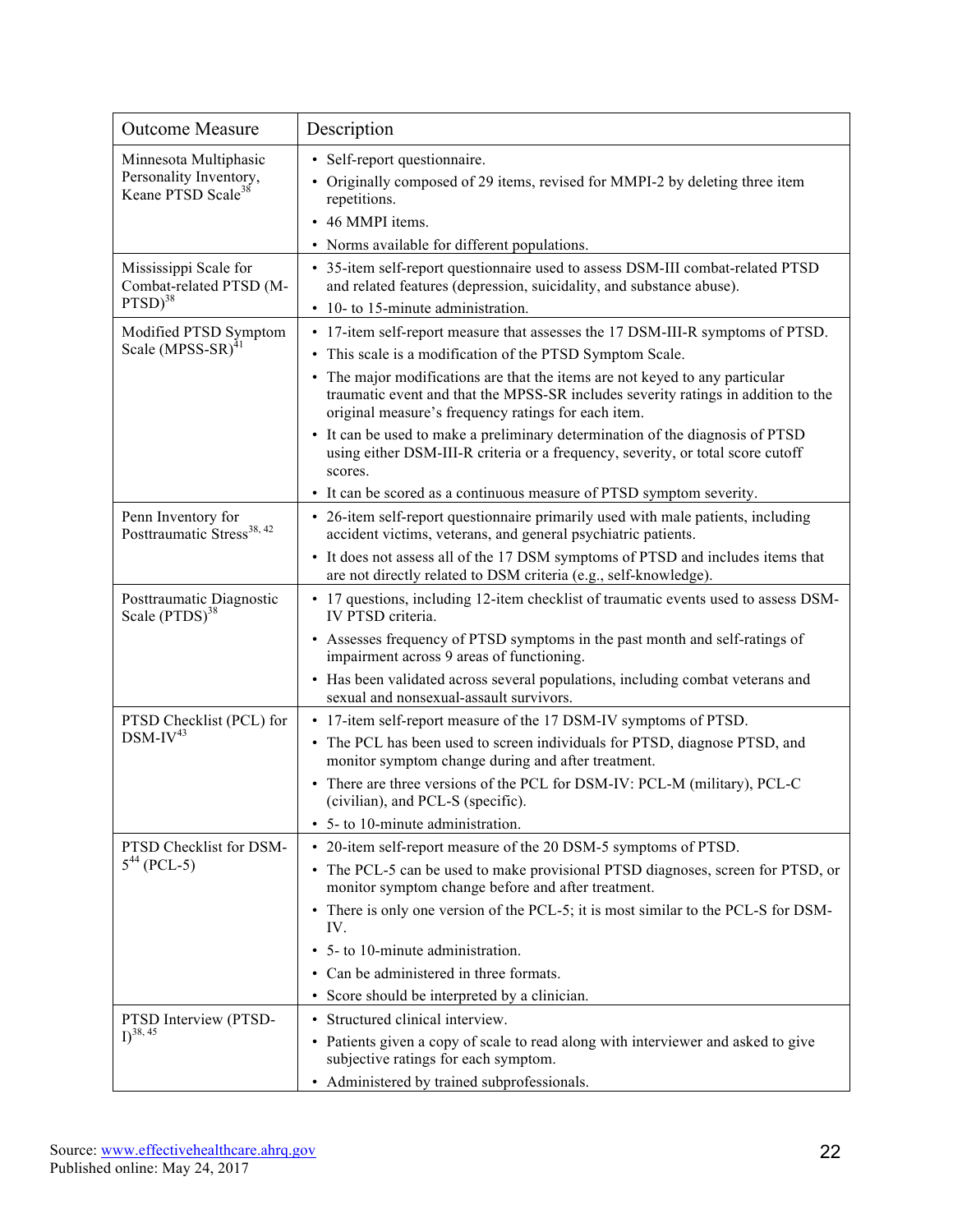| Outcome Measure | Description |
|---|---|
| Minnesota Multiphasic Personality Inventory, Keane PTSD Scale[38] | • Self-report questionnaire.<br>• Originally composed of 29 items, revised for MMPI-2 by deleting three item repetitions.<br>• 46 MMPI items.<br>• Norms available for different populations. |
| Mississippi Scale for Combat-related PTSD (M-PTSD)[38] | • 35-item self-report questionnaire used to assess DSM-III combat-related PTSD and related features (depression, suicidality, and substance abuse).<br>• 10- to 15-minute administration. |
| Modified PTSD Symptom Scale (MPSS-SR)[41] | • 17-item self-report measure that assesses the 17 DSM-III-R symptoms of PTSD.<br>• This scale is a modification of the PTSD Symptom Scale.<br>• The major modifications are that the items are not keyed to any particular traumatic event and that the MPSS-SR includes severity ratings in addition to the original measure's frequency ratings for each item.<br>• It can be used to make a preliminary determination of the diagnosis of PTSD using either DSM-III-R criteria or a frequency, severity, or total score cutoff scores.<br>• It can be scored as a continuous measure of PTSD symptom severity. |
| Penn Inventory for Posttraumatic Stress[38, 42] | • 26-item self-report questionnaire primarily used with male patients, including accident victims, veterans, and general psychiatric patients.<br>• It does not assess all of the 17 DSM symptoms of PTSD and includes items that are not directly related to DSM criteria (e.g., self-knowledge). |
| Posttraumatic Diagnostic Scale (PTDS)[38] | • 17 questions, including 12-item checklist of traumatic events used to assess DSM-IV PTSD criteria.<br>• Assesses frequency of PTSD symptoms in the past month and self-ratings of impairment across 9 areas of functioning.<br>• Has been validated across several populations, including combat veterans and sexual and nonsexual-assault survivors. |
| PTSD Checklist (PCL) for DSM-IV[43] | • 17-item self-report measure of the 17 DSM-IV symptoms of PTSD.<br>• The PCL has been used to screen individuals for PTSD, diagnose PTSD, and monitor symptom change during and after treatment.<br>• There are three versions of the PCL for DSM-IV: PCL-M (military), PCL-C (civilian), and PCL-S (specific).<br>• 5- to 10-minute administration. |
| PTSD Checklist for DSM-5[44] (PCL-5) | • 20-item self-report measure of the 20 DSM-5 symptoms of PTSD.<br>• The PCL-5 can be used to make provisional PTSD diagnoses, screen for PTSD, or monitor symptom change before and after treatment.<br>• There is only one version of the PCL-5; it is most similar to the PCL-S for DSM-IV.<br>• 5- to 10-minute administration.<br>• Can be administered in three formats.<br>• Score should be interpreted by a clinician. |
| PTSD Interview (PTSD-I)[38, 45] | • Structured clinical interview.<br>• Patients given a copy of scale to read along with interviewer and asked to give subjective ratings for each symptom.<br>• Administered by trained subprofessionals. |

Source: www.effectivehealthcare.ahrq.gov
Published online: May 24, 2017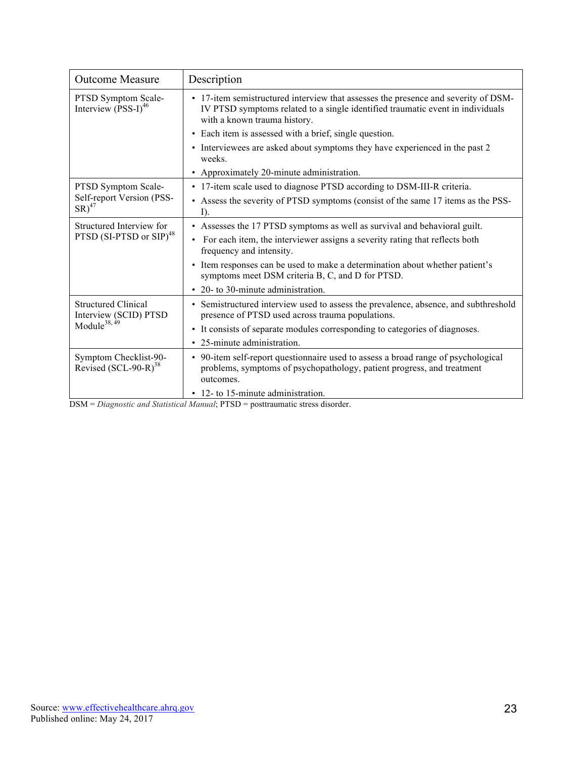| Outcome Measure | Description |
| --- | --- |
| PTSD Symptom Scale-Interview (PSS-I)[46] | • 17-item semistructured interview that assesses the presence and severity of DSM-IV PTSD symptoms related to a single identified traumatic event in individuals with a known trauma history.<br>• Each item is assessed with a brief, single question.<br>• Interviewees are asked about symptoms they have experienced in the past 2 weeks.<br>• Approximately 20-minute administration. |
| PTSD Symptom Scale-Self-report Version (PSS-SR)[47] | • 17-item scale used to diagnose PTSD according to DSM-III-R criteria.<br>• Assess the severity of PTSD symptoms (consist of the same 17 items as the PSS-I). |
| Structured Interview for PTSD (SI-PTSD or SIP)[48] | • Assesses the 17 PTSD symptoms as well as survival and behavioral guilt.<br>• For each item, the interviewer assigns a severity rating that reflects both frequency and intensity.<br>• Item responses can be used to make a determination about whether patient's symptoms meet DSM criteria B, C, and D for PTSD.<br>• 20- to 30-minute administration. |
| Structured Clinical Interview (SCID) PTSD Module[38, 49] | • Semistructured interview used to assess the prevalence, absence, and subthreshold presence of PTSD used across trauma populations.<br>• It consists of separate modules corresponding to categories of diagnoses.<br>• 25-minute administration. |
| Symptom Checklist-90-Revised (SCL-90-R)[38] | • 90-item self-report questionnaire used to assess a broad range of psychological problems, symptoms of psychopathology, patient progress, and treatment outcomes.<br>• 12- to 15-minute administration. |

DSM = *Diagnostic and Statistical Manual*; PTSD = posttraumatic stress disorder.

Source: www.effectivehealthcare.ahrq.gov
Published online: May 24, 2017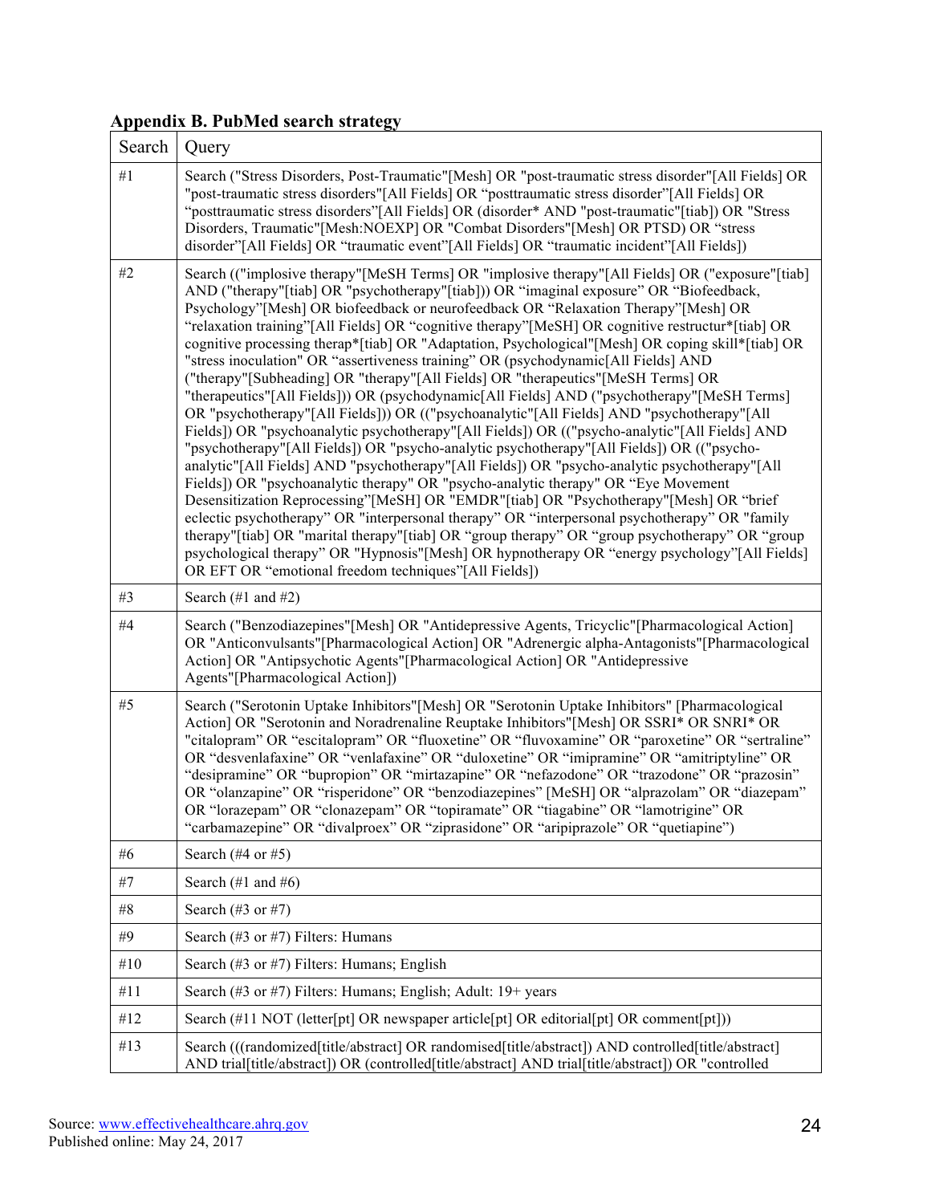**Appendix B. PubMed search strategy**

| Search | Query |
|---|---|
| #1 | Search ("Stress Disorders, Post-Traumatic"[Mesh] OR "post-traumatic stress disorder"[All Fields] OR "post-traumatic stress disorders"[All Fields] OR "posttraumatic stress disorder"[All Fields] OR "posttraumatic stress disorders"[All Fields] OR (disorder* AND "post-traumatic"[tiab]) OR "Stress Disorders, Traumatic"[Mesh:NOEXP] OR "Combat Disorders"[Mesh] OR PTSD) OR "stress disorder"[All Fields] OR "traumatic event"[All Fields] OR "traumatic incident"[All Fields]) |
| #2 | Search (("implosive therapy"[MeSH Terms] OR "implosive therapy"[All Fields] OR ("exposure"[tiab] AND ("therapy"[tiab] OR "psychotherapy"[tiab])) OR "imaginal exposure" OR "Biofeedback, Psychology"[Mesh] OR biofeedback or neurofeedback OR "Relaxation Therapy"[Mesh] OR "relaxation training"[All Fields] OR "cognitive therapy"[MeSH] OR cognitive restructur*[tiab] OR cognitive processing therap*[tiab] OR "Adaptation, Psychological"[Mesh] OR coping skill*[tiab] OR "stress inoculation" OR "assertiveness training" OR (psychodynamic[All Fields] AND ("therapy"[Subheading] OR "therapy"[All Fields] OR "therapeutics"[MeSH Terms] OR "therapeutics"[All Fields])) OR (psychodynamic[All Fields] AND ("psychotherapy"[MeSH Terms] OR "psychotherapy"[All Fields])) OR (("psychoanalytic"[All Fields] AND "psychotherapy"[All Fields]) OR "psychoanalytic psychotherapy"[All Fields]) OR (("psycho-analytic"[All Fields] AND "psychotherapy"[All Fields]) OR "psycho-analytic psychotherapy"[All Fields]) OR (("psycho-analytic"[All Fields] AND "psychotherapy"[All Fields]) OR "psycho-analytic psychotherapy"[All Fields]) OR "psychoanalytic therapy" OR "psycho-analytic therapy" OR "Eye Movement Desensitization Reprocessing"[MeSH] OR "EMDR"[tiab] OR "Psychotherapy"[Mesh] OR "brief eclectic psychotherapy" OR "interpersonal therapy" OR "interpersonal psychotherapy" OR "family therapy"[tiab] OR "marital therapy"[tiab] OR "group therapy" OR "group psychotherapy" OR "group psychological therapy" OR "Hypnosis"[Mesh] OR hypnotherapy OR "energy psychology"[All Fields] OR EFT OR "emotional freedom techniques"[All Fields]) |
| #3 | Search (#1 and #2) |
| #4 | Search ("Benzodiazepines"[Mesh] OR "Antidepressive Agents, Tricyclic"[Pharmacological Action] OR "Anticonvulsants"[Pharmacological Action] OR "Adrenergic alpha-Antagonists"[Pharmacological Action] OR "Antipsychotic Agents"[Pharmacological Action] OR "Antidepressive Agents"[Pharmacological Action]) |
| #5 | Search ("Serotonin Uptake Inhibitors"[Mesh] OR "Serotonin Uptake Inhibitors" [Pharmacological Action] OR "Serotonin and Noradrenaline Reuptake Inhibitors"[Mesh] OR SSRI* OR SNRI* OR "citalopram" OR "escitalopram" OR "fluoxetine" OR "fluvoxamine" OR "paroxetine" OR "sertraline" OR "desvenlafaxine" OR "venlafaxine" OR "duloxetine" OR "imipramine" OR "amitriptyline" OR "desipramine" OR "bupropion" OR "mirtazapine" OR "nefazodone" OR "trazodone" OR "prazosin" OR "olanzapine" OR "risperidone" OR "benzodiazepines" [MeSH] OR "alprazolam" OR "diazepam" OR "lorazepam" OR "clonazepam" OR "topiramate" OR "tiagabine" OR "lamotrigine" OR "carbamazepine" OR "divalproex" OR "ziprasidone" OR "aripiprazole" OR "quetiapine") |
| #6 | Search (#4 or #5) |
| #7 | Search (#1 and #6) |
| #8 | Search (#3 or #7) |
| #9 | Search (#3 or #7) Filters: Humans |
| #10 | Search (#3 or #7) Filters: Humans; English |
| #11 | Search (#3 or #7) Filters: Humans; English; Adult: 19+ years |
| #12 | Search (#11 NOT (letter[pt] OR newspaper article[pt] OR editorial[pt] OR comment[pt])) |
| #13 | Search (((randomized[title/abstract] OR randomised[title/abstract]) AND controlled[title/abstract] AND trial[title/abstract]) OR (controlled[title/abstract] AND trial[title/abstract]) OR "controlled |

Source: www.effectivehealthcare.ahrq.gov
Published online: May 24, 2017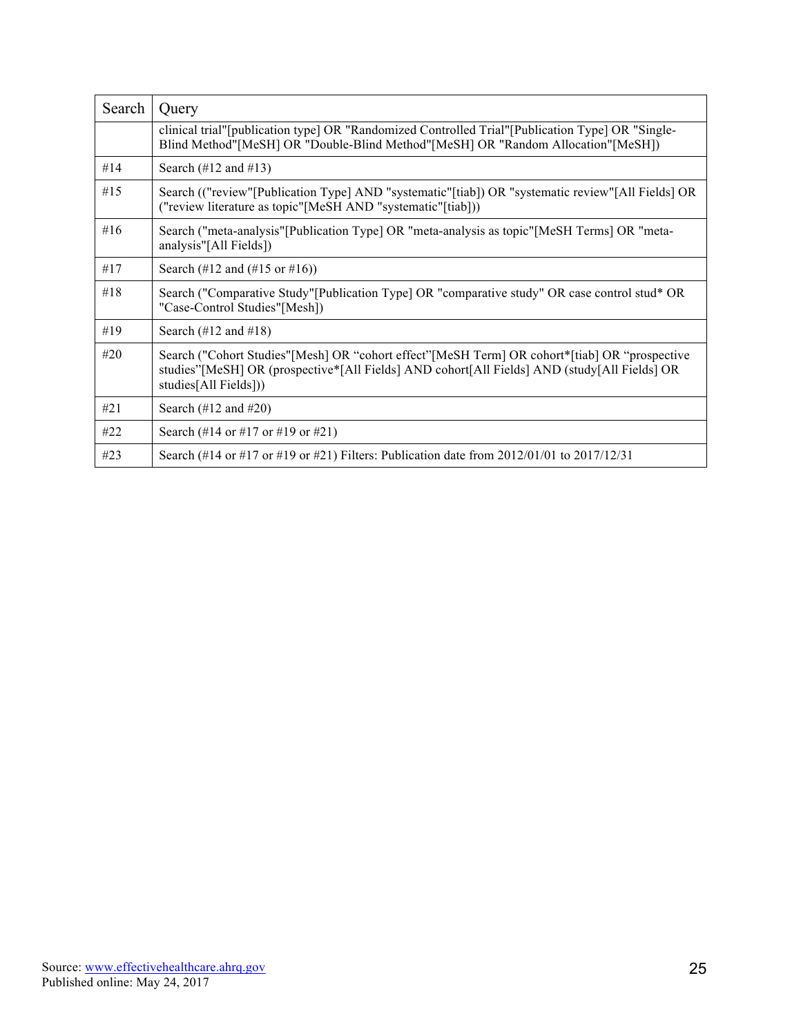| Search | Query |
|---|---|
| | clinical trial"[publication type] OR "Randomized Controlled Trial"[Publication Type] OR "Single-Blind Method"[MeSH] OR "Double-Blind Method"[MeSH] OR "Random Allocation"[MeSH]) |
| #14 | Search (#12 and #13) |
| #15 | Search (("review"[Publication Type] AND "systematic"[tiab]) OR "systematic review"[All Fields] OR ("review literature as topic"[MeSH AND "systematic"[tiab])) |
| #16 | Search ("meta-analysis"[Publication Type] OR "meta-analysis as topic"[MeSH Terms] OR "meta-analysis"[All Fields]) |
| #17 | Search (#12 and (#15 or #16)) |
| #18 | Search ("Comparative Study"[Publication Type] OR "comparative study" OR case control stud* OR "Case-Control Studies"[Mesh]) |
| #19 | Search (#12 and #18) |
| #20 | Search ("Cohort Studies"[Mesh] OR "cohort effect"[MeSH Term] OR cohort*[tiab] OR "prospective studies"[MeSH] OR (prospective*[All Fields] AND cohort[All Fields] AND (study[All Fields] OR studies[All Fields])) |
| #21 | Search (#12 and #20) |
| #22 | Search (#14 or #17 or #19 or #21) |
| #23 | Search (#14 or #17 or #19 or #21) Filters: Publication date from 2012/01/01 to 2017/12/31 |

Source: www.effectivehealthcare.ahrq.gov
Published online: May 24, 2017